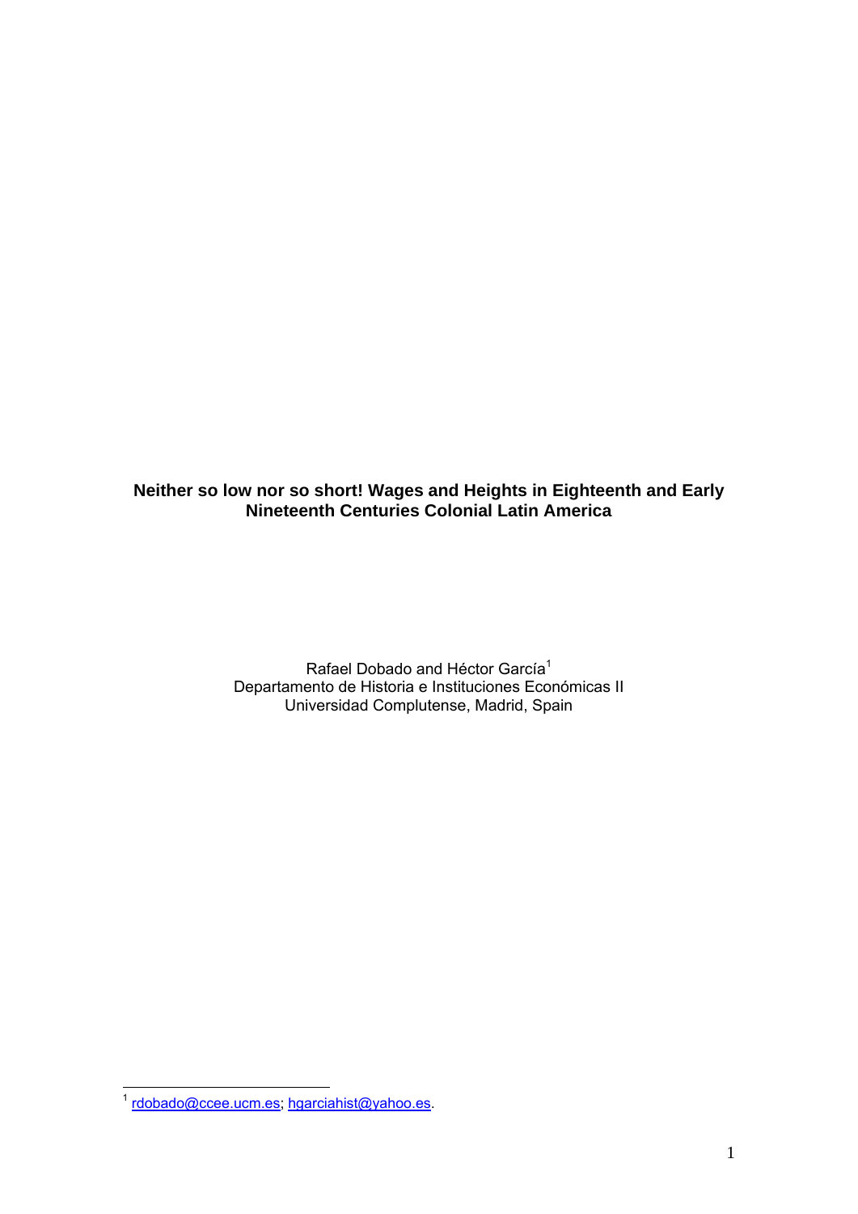# Neither so low nor so short! Wages and Heights in Eighteenth and Early Nineteenth Centuries Colonial Latin America

Rafael Dobado and Héctor García[1]
Departamento de Historia e Instituciones Económicas II
Universidad Complutense, Madrid, Spain

[1] rdobado@ccee.ucm.es; hgarciahist@yahoo.es.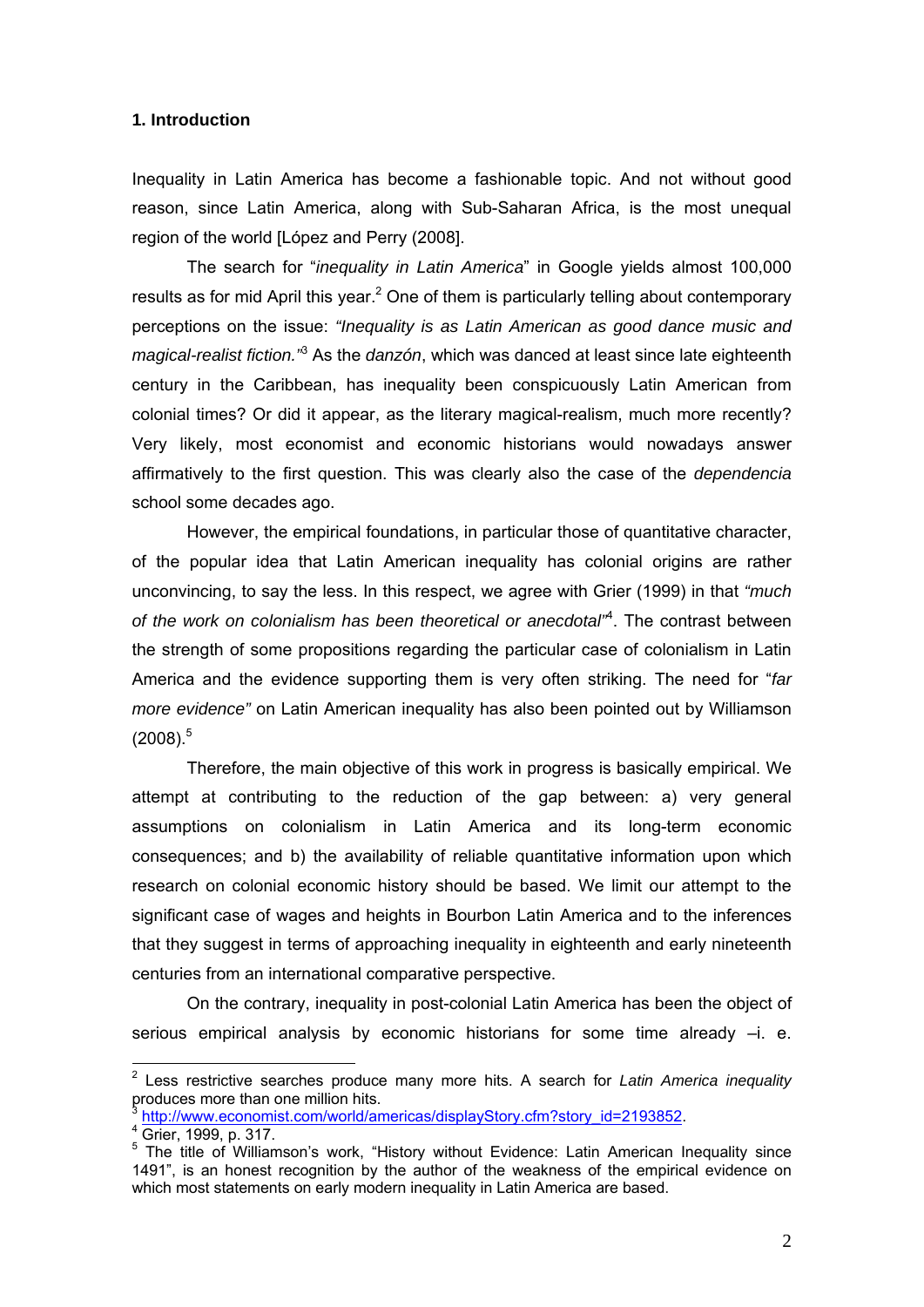## 1. Introduction

Inequality in Latin America has become a fashionable topic. And not without good reason, since Latin America, along with Sub-Saharan Africa, is the most unequal region of the world [López and Perry (2008].

The search for "*inequality in Latin America*" in Google yields almost 100,000 results as for mid April this year.[2] One of them is particularly telling about contemporary perceptions on the issue: *"Inequality is as Latin American as good dance music and magical-realist fiction."*[3] As the *danzón*, which was danced at least since late eighteenth century in the Caribbean, has inequality been conspicuously Latin American from colonial times? Or did it appear, as the literary magical-realism, much more recently? Very likely, most economist and economic historians would nowadays answer affirmatively to the first question. This was clearly also the case of the *dependencia* school some decades ago.

However, the empirical foundations, in particular those of quantitative character, of the popular idea that Latin American inequality has colonial origins are rather unconvincing, to say the less. In this respect, we agree with Grier (1999) in that *"much of the work on colonialism has been theoretical or anecdotal"*[4]. The contrast between the strength of some propositions regarding the particular case of colonialism in Latin America and the evidence supporting them is very often striking. The need for "*far more evidence"* on Latin American inequality has also been pointed out by Williamson (2008).[5]

Therefore, the main objective of this work in progress is basically empirical. We attempt at contributing to the reduction of the gap between: a) very general assumptions on colonialism in Latin America and its long-term economic consequences; and b) the availability of reliable quantitative information upon which research on colonial economic history should be based. We limit our attempt to the significant case of wages and heights in Bourbon Latin America and to the inferences that they suggest in terms of approaching inequality in eighteenth and early nineteenth centuries from an international comparative perspective.

On the contrary, inequality in post-colonial Latin America has been the object of serious empirical analysis by economic historians for some time already –i. e.

---

[2] Less restrictive searches produce many more hits. A search for *Latin America inequality* produces more than one million hits.

[3] http://www.economist.com/world/americas/displayStory.cfm?story_id=2193852.

[4] Grier, 1999, p. 317.

[5] The title of Williamson's work, "History without Evidence: Latin American Inequality since 1491", is an honest recognition by the author of the weakness of the empirical evidence on which most statements on early modern inequality in Latin America are based.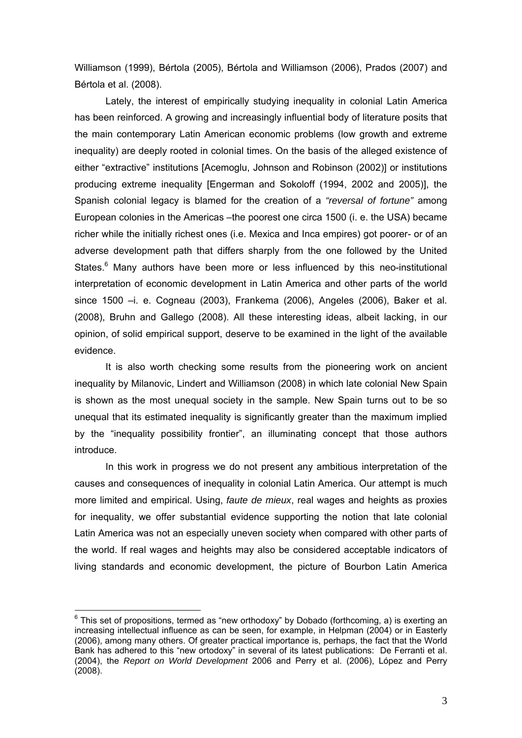Williamson (1999), Bértola (2005), Bértola and Williamson (2006), Prados (2007) and Bértola et al. (2008).

Lately, the interest of empirically studying inequality in colonial Latin America has been reinforced. A growing and increasingly influential body of literature posits that the main contemporary Latin American economic problems (low growth and extreme inequality) are deeply rooted in colonial times. On the basis of the alleged existence of either "extractive" institutions [Acemoglu, Johnson and Robinson (2002)] or institutions producing extreme inequality [Engerman and Sokoloff (1994, 2002 and 2005)], the Spanish colonial legacy is blamed for the creation of a *"reversal of fortune"* among European colonies in the Americas –the poorest one circa 1500 (i. e. the USA) became richer while the initially richest ones (i.e. Mexica and Inca empires) got poorer- or of an adverse development path that differs sharply from the one followed by the United States.[6] Many authors have been more or less influenced by this neo-institutional interpretation of economic development in Latin America and other parts of the world since 1500 –i. e. Cogneau (2003), Frankema (2006), Angeles (2006), Baker et al. (2008), Bruhn and Gallego (2008). All these interesting ideas, albeit lacking, in our opinion, of solid empirical support, deserve to be examined in the light of the available evidence.

It is also worth checking some results from the pioneering work on ancient inequality by Milanovic, Lindert and Williamson (2008) in which late colonial New Spain is shown as the most unequal society in the sample. New Spain turns out to be so unequal that its estimated inequality is significantly greater than the maximum implied by the "inequality possibility frontier", an illuminating concept that those authors introduce.

In this work in progress we do not present any ambitious interpretation of the causes and consequences of inequality in colonial Latin America. Our attempt is much more limited and empirical. Using, *faute de mieux*, real wages and heights as proxies for inequality, we offer substantial evidence supporting the notion that late colonial Latin America was not an especially uneven society when compared with other parts of the world. If real wages and heights may also be considered acceptable indicators of living standards and economic development, the picture of Bourbon Latin America

[6] This set of propositions, termed as "new orthodoxy" by Dobado (forthcoming, a) is exerting an increasing intellectual influence as can be seen, for example, in Helpman (2004) or in Easterly (2006), among many others. Of greater practical importance is, perhaps, the fact that the World Bank has adhered to this "new ortodoxy" in several of its latest publications: De Ferranti et al. (2004), the *Report on World Development* 2006 and Perry et al. (2006), López and Perry (2008).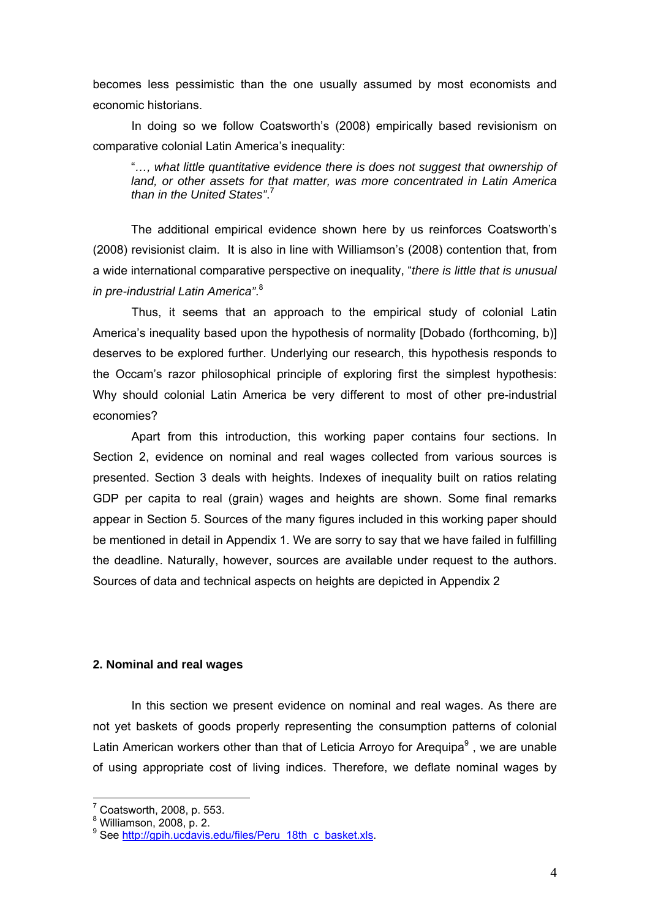becomes less pessimistic than the one usually assumed by most economists and economic historians.

In doing so we follow Coatsworth's (2008) empirically based revisionism on comparative colonial Latin America's inequality:

> "*…, what little quantitative evidence there is does not suggest that ownership of land, or other assets for that matter, was more concentrated in Latin America than in the United States"*.[7]

The additional empirical evidence shown here by us reinforces Coatsworth's (2008) revisionist claim. It is also in line with Williamson's (2008) contention that, from a wide international comparative perspective on inequality, "*there is little that is unusual in pre-industrial Latin America"*.[8]

Thus, it seems that an approach to the empirical study of colonial Latin America's inequality based upon the hypothesis of normality [Dobado (forthcoming, b)] deserves to be explored further. Underlying our research, this hypothesis responds to the Occam's razor philosophical principle of exploring first the simplest hypothesis: Why should colonial Latin America be very different to most of other pre-industrial economies?

Apart from this introduction, this working paper contains four sections. In Section 2, evidence on nominal and real wages collected from various sources is presented. Section 3 deals with heights. Indexes of inequality built on ratios relating GDP per capita to real (grain) wages and heights are shown. Some final remarks appear in Section 5. Sources of the many figures included in this working paper should be mentioned in detail in Appendix 1. We are sorry to say that we have failed in fulfilling the deadline. Naturally, however, sources are available under request to the authors. Sources of data and technical aspects on heights are depicted in Appendix 2

### 2. Nominal and real wages

In this section we present evidence on nominal and real wages. As there are not yet baskets of goods properly representing the consumption patterns of colonial Latin American workers other than that of Leticia Arroyo for Arequipa[9] , we are unable of using appropriate cost of living indices. Therefore, we deflate nominal wages by

---

[7] Coatsworth, 2008, p. 553.

[8] Williamson, 2008, p. 2.

[9] See http://gpih.ucdavis.edu/files/Peru_18th_c_basket.xls.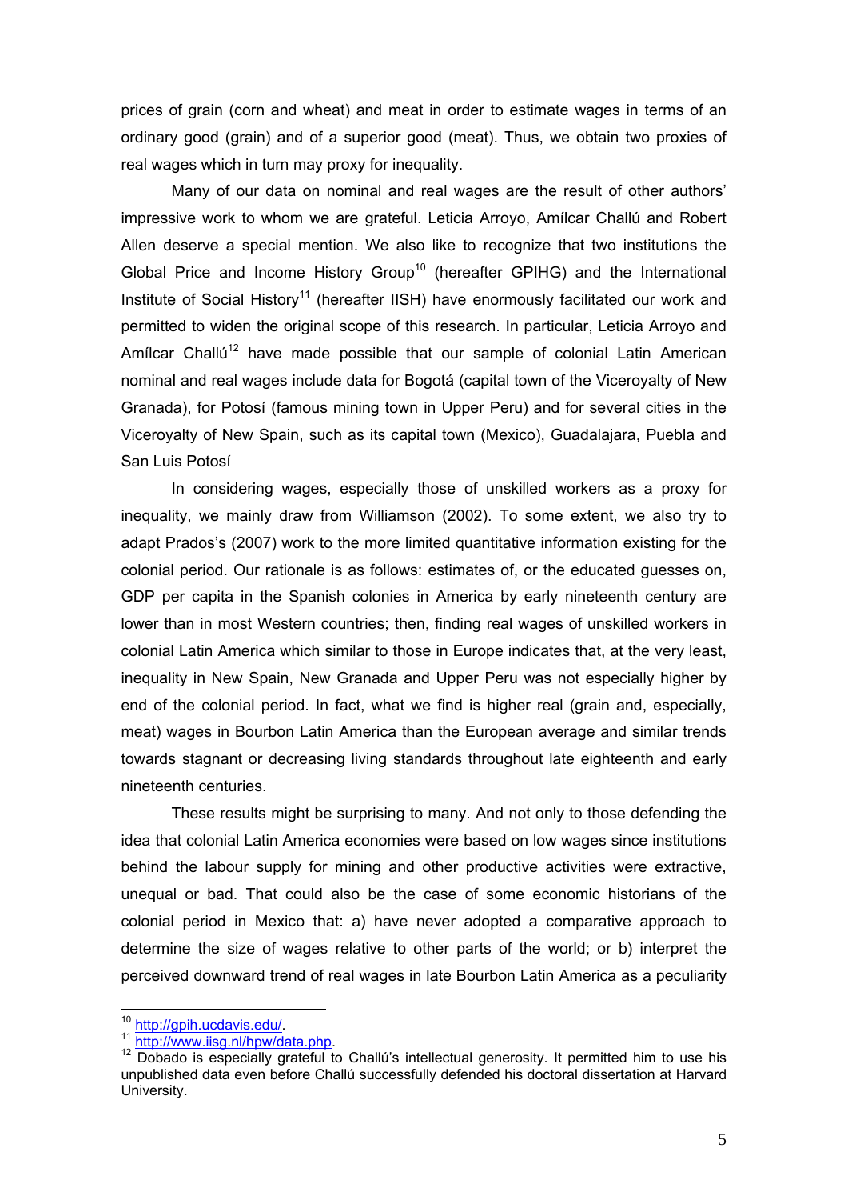prices of grain (corn and wheat) and meat in order to estimate wages in terms of an ordinary good (grain) and of a superior good (meat). Thus, we obtain two proxies of real wages which in turn may proxy for inequality.

Many of our data on nominal and real wages are the result of other authors' impressive work to whom we are grateful. Leticia Arroyo, Amílcar Challú and Robert Allen deserve a special mention. We also like to recognize that two institutions the Global Price and Income History Group[10] (hereafter GPIHG) and the International Institute of Social History[11] (hereafter IISH) have enormously facilitated our work and permitted to widen the original scope of this research. In particular, Leticia Arroyo and Amílcar Challú[12] have made possible that our sample of colonial Latin American nominal and real wages include data for Bogotá (capital town of the Viceroyalty of New Granada), for Potosí (famous mining town in Upper Peru) and for several cities in the Viceroyalty of New Spain, such as its capital town (Mexico), Guadalajara, Puebla and San Luis Potosí

In considering wages, especially those of unskilled workers as a proxy for inequality, we mainly draw from Williamson (2002). To some extent, we also try to adapt Prados's (2007) work to the more limited quantitative information existing for the colonial period. Our rationale is as follows: estimates of, or the educated guesses on, GDP per capita in the Spanish colonies in America by early nineteenth century are lower than in most Western countries; then, finding real wages of unskilled workers in colonial Latin America which similar to those in Europe indicates that, at the very least, inequality in New Spain, New Granada and Upper Peru was not especially higher by end of the colonial period. In fact, what we find is higher real (grain and, especially, meat) wages in Bourbon Latin America than the European average and similar trends towards stagnant or decreasing living standards throughout late eighteenth and early nineteenth centuries.

These results might be surprising to many. And not only to those defending the idea that colonial Latin America economies were based on low wages since institutions behind the labour supply for mining and other productive activities were extractive, unequal or bad. That could also be the case of some economic historians of the colonial period in Mexico that: a) have never adopted a comparative approach to determine the size of wages relative to other parts of the world; or b) interpret the perceived downward trend of real wages in late Bourbon Latin America as a peculiarity

---

[10] http://gpih.ucdavis.edu/.

[11] http://www.iisg.nl/hpw/data.php.

[12] Dobado is especially grateful to Challú's intellectual generosity. It permitted him to use his unpublished data even before Challú successfully defended his doctoral dissertation at Harvard University.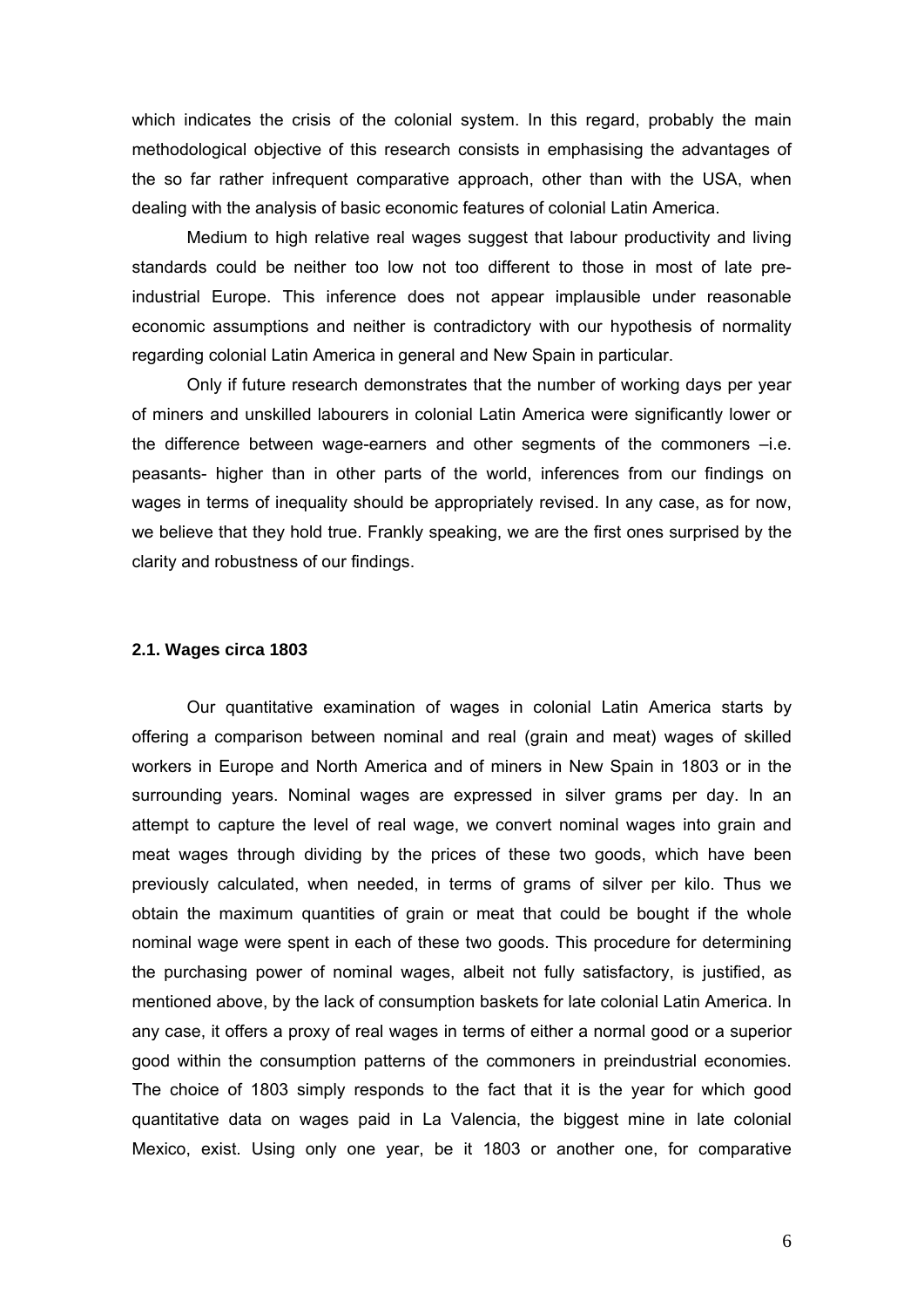which indicates the crisis of the colonial system. In this regard, probably the main methodological objective of this research consists in emphasising the advantages of the so far rather infrequent comparative approach, other than with the USA, when dealing with the analysis of basic economic features of colonial Latin America.

Medium to high relative real wages suggest that labour productivity and living standards could be neither too low not too different to those in most of late pre-industrial Europe. This inference does not appear implausible under reasonable economic assumptions and neither is contradictory with our hypothesis of normality regarding colonial Latin America in general and New Spain in particular.

Only if future research demonstrates that the number of working days per year of miners and unskilled labourers in colonial Latin America were significantly lower or the difference between wage-earners and other segments of the commoners –i.e. peasants- higher than in other parts of the world, inferences from our findings on wages in terms of inequality should be appropriately revised. In any case, as for now, we believe that they hold true. Frankly speaking, we are the first ones surprised by the clarity and robustness of our findings.

### 2.1. Wages circa 1803

Our quantitative examination of wages in colonial Latin America starts by offering a comparison between nominal and real (grain and meat) wages of skilled workers in Europe and North America and of miners in New Spain in 1803 or in the surrounding years. Nominal wages are expressed in silver grams per day. In an attempt to capture the level of real wage, we convert nominal wages into grain and meat wages through dividing by the prices of these two goods, which have been previously calculated, when needed, in terms of grams of silver per kilo. Thus we obtain the maximum quantities of grain or meat that could be bought if the whole nominal wage were spent in each of these two goods. This procedure for determining the purchasing power of nominal wages, albeit not fully satisfactory, is justified, as mentioned above, by the lack of consumption baskets for late colonial Latin America. In any case, it offers a proxy of real wages in terms of either a normal good or a superior good within the consumption patterns of the commoners in preindustrial economies. The choice of 1803 simply responds to the fact that it is the year for which good quantitative data on wages paid in La Valencia, the biggest mine in late colonial Mexico, exist. Using only one year, be it 1803 or another one, for comparative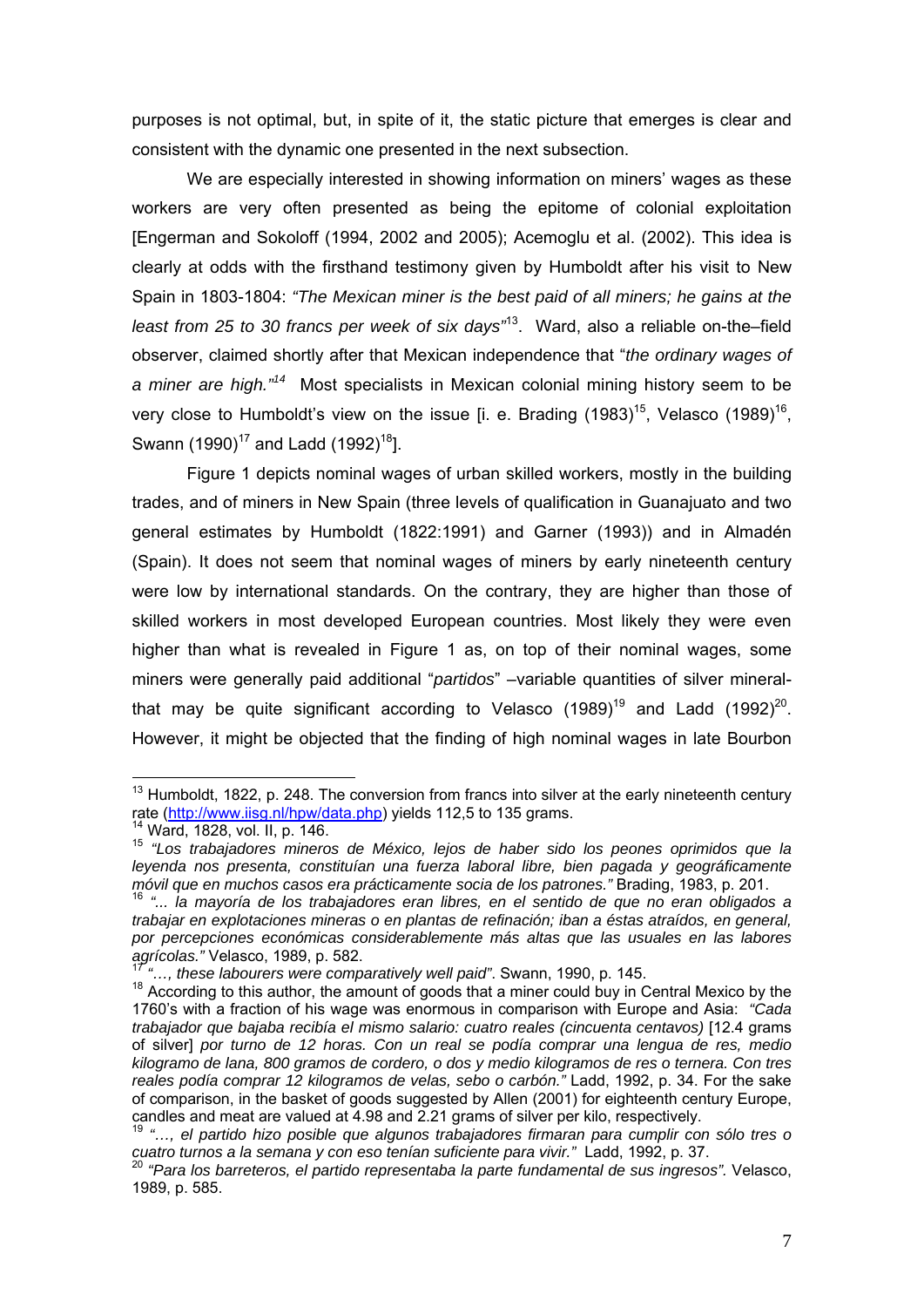purposes is not optimal, but, in spite of it, the static picture that emerges is clear and consistent with the dynamic one presented in the next subsection.

We are especially interested in showing information on miners' wages as these workers are very often presented as being the epitome of colonial exploitation [Engerman and Sokoloff (1994, 2002 and 2005); Acemoglu et al. (2002). This idea is clearly at odds with the firsthand testimony given by Humboldt after his visit to New Spain in 1803-1804: *"The Mexican miner is the best paid of all miners; he gains at the least from 25 to 30 francs per week of six days"*[13]. Ward, also a reliable on-the–field observer, claimed shortly after that Mexican independence that "*the ordinary wages of a miner are high."*[14] Most specialists in Mexican colonial mining history seem to be very close to Humboldt's view on the issue [i. e. Brading (1983)[15], Velasco (1989)[16], Swann (1990)[17] and Ladd (1992)[18]].

Figure 1 depicts nominal wages of urban skilled workers, mostly in the building trades, and of miners in New Spain (three levels of qualification in Guanajuato and two general estimates by Humboldt (1822:1991) and Garner (1993)) and in Almadén (Spain). It does not seem that nominal wages of miners by early nineteenth century were low by international standards. On the contrary, they are higher than those of skilled workers in most developed European countries. Most likely they were even higher than what is revealed in Figure 1 as, on top of their nominal wages, some miners were generally paid additional "*partidos*" –variable quantities of silver mineral- that may be quite significant according to Velasco (1989)[19] and Ladd (1992)[20]. However, it might be objected that the finding of high nominal wages in late Bourbon

---

[13] Humboldt, 1822, p. 248. The conversion from francs into silver at the early nineteenth century rate (http://www.iisg.nl/hpw/data.php) yields 112,5 to 135 grams.

[14] Ward, 1828, vol. II, p. 146.

[15] *"Los trabajadores mineros de México, lejos de haber sido los peones oprimidos que la leyenda nos presenta, constituían una fuerza laboral libre, bien pagada y geográficamente móvil que en muchos casos era prácticamente socia de los patrones."* Brading, 1983, p. 201.

[16] *"... la mayoría de los trabajadores eran libres, en el sentido de que no eran obligados a trabajar en explotaciones mineras o en plantas de refinación; iban a éstas atraídos, en general, por percepciones económicas considerablemente más altas que las usuales en las labores agrícolas."* Velasco, 1989, p. 582.

[17] *"…, these labourers were comparatively well paid"*. Swann, 1990, p. 145.

[18] According to this author, the amount of goods that a miner could buy in Central Mexico by the 1760's with a fraction of his wage was enormous in comparison with Europe and Asia: *"Cada trabajador que bajaba recibía el mismo salario: cuatro reales (cincuenta centavos)* [12.4 grams of silver] *por turno de 12 horas. Con un real se podía comprar una lengua de res, medio kilogramo de lana, 800 gramos de cordero, o dos y medio kilogramos de res o ternera. Con tres reales podía comprar 12 kilogramos de velas, sebo o carbón."* Ladd, 1992, p. 34. For the sake of comparison, in the basket of goods suggested by Allen (2001) for eighteenth century Europe, candles and meat are valued at 4.98 and 2.21 grams of silver per kilo, respectively.

[19] *"…, el partido hizo posible que algunos trabajadores firmaran para cumplir con sólo tres o cuatro turnos a la semana y con eso tenían suficiente para vivir."* Ladd, 1992, p. 37.

[20] *"Para los barreteros, el partido representaba la parte fundamental de sus ingresos".* Velasco, 1989, p. 585.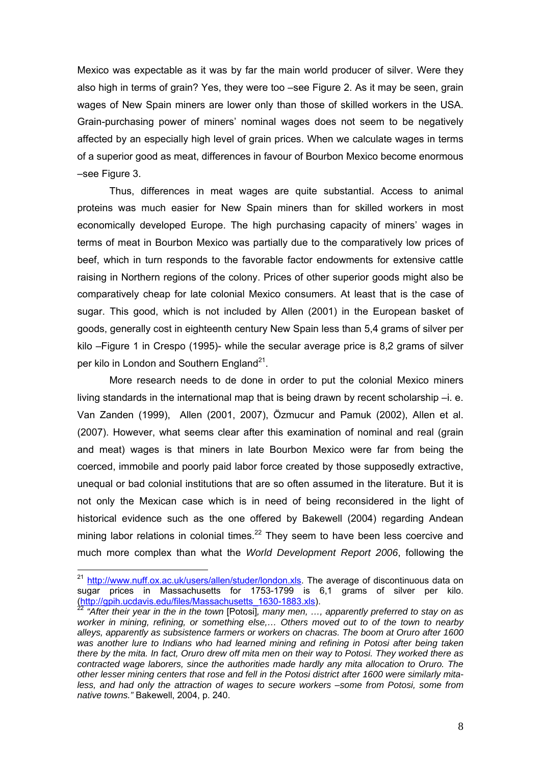Mexico was expectable as it was by far the main world producer of silver. Were they also high in terms of grain? Yes, they were too –see Figure 2. As it may be seen, grain wages of New Spain miners are lower only than those of skilled workers in the USA. Grain-purchasing power of miners' nominal wages does not seem to be negatively affected by an especially high level of grain prices. When we calculate wages in terms of a superior good as meat, differences in favour of Bourbon Mexico become enormous –see Figure 3.

Thus, differences in meat wages are quite substantial. Access to animal proteins was much easier for New Spain miners than for skilled workers in most economically developed Europe. The high purchasing capacity of miners' wages in terms of meat in Bourbon Mexico was partially due to the comparatively low prices of beef, which in turn responds to the favorable factor endowments for extensive cattle raising in Northern regions of the colony. Prices of other superior goods might also be comparatively cheap for late colonial Mexico consumers. At least that is the case of sugar. This good, which is not included by Allen (2001) in the European basket of goods, generally cost in eighteenth century New Spain less than 5,4 grams of silver per kilo –Figure 1 in Crespo (1995)- while the secular average price is 8,2 grams of silver per kilo in London and Southern England[21].

More research needs to de done in order to put the colonial Mexico miners living standards in the international map that is being drawn by recent scholarship –i. e. Van Zanden (1999), Allen (2001, 2007), Özmucur and Pamuk (2002), Allen et al. (2007). However, what seems clear after this examination of nominal and real (grain and meat) wages is that miners in late Bourbon Mexico were far from being the coerced, immobile and poorly paid labor force created by those supposedly extractive, unequal or bad colonial institutions that are so often assumed in the literature. But it is not only the Mexican case which is in need of being reconsidered in the light of historical evidence such as the one offered by Bakewell (2004) regarding Andean mining labor relations in colonial times.[22] They seem to have been less coercive and much more complex than what the *World Development Report 2006*, following the

---

[21] http://www.nuff.ox.ac.uk/users/allen/studer/london.xls. The average of discontinuous data on sugar prices in Massachusetts for 1753-1799 is 6,1 grams of silver per kilo. (http://gpih.ucdavis.edu/files/Massachusetts_1630-1883.xls).

[22] *"After their year in the in the town* [Potosi]*, many men, …, apparently preferred to stay on as worker in mining, refining, or something else,… Others moved out to of the town to nearby alleys, apparently as subsistence farmers or workers on chacras. The boom at Oruro after 1600 was another lure to Indians who had learned mining and refining in Potosi after being taken there by the mita. In fact, Oruro drew off mita men on their way to Potosi. They worked there as contracted wage laborers, since the authorities made hardly any mita allocation to Oruro. The other lesser mining centers that rose and fell in the Potosi district after 1600 were similarly mita-less, and had only the attraction of wages to secure workers –some from Potosi, some from native towns."* Bakewell, 2004, p. 240.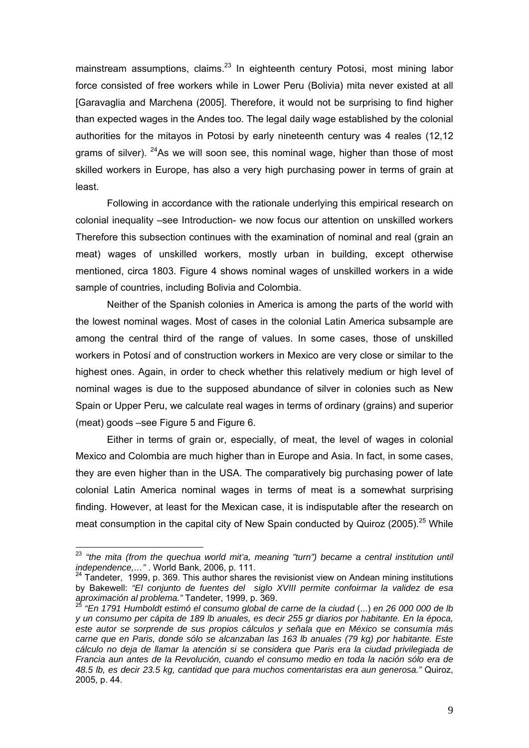mainstream assumptions, claims.[23] In eighteenth century Potosi, most mining labor force consisted of free workers while in Lower Peru (Bolivia) mita never existed at all [Garavaglia and Marchena (2005]. Therefore, it would not be surprising to find higher than expected wages in the Andes too. The legal daily wage established by the colonial authorities for the mitayos in Potosi by early nineteenth century was 4 reales (12,12 grams of silver). [24]As we will soon see, this nominal wage, higher than those of most skilled workers in Europe, has also a very high purchasing power in terms of grain at least.

Following in accordance with the rationale underlying this empirical research on colonial inequality –see Introduction- we now focus our attention on unskilled workers Therefore this subsection continues with the examination of nominal and real (grain an meat) wages of unskilled workers, mostly urban in building, except otherwise mentioned, circa 1803. Figure 4 shows nominal wages of unskilled workers in a wide sample of countries, including Bolivia and Colombia.

Neither of the Spanish colonies in America is among the parts of the world with the lowest nominal wages. Most of cases in the colonial Latin America subsample are among the central third of the range of values. In some cases, those of unskilled workers in Potosí and of construction workers in Mexico are very close or similar to the highest ones. Again, in order to check whether this relatively medium or high level of nominal wages is due to the supposed abundance of silver in colonies such as New Spain or Upper Peru, we calculate real wages in terms of ordinary (grains) and superior (meat) goods –see Figure 5 and Figure 6.

Either in terms of grain or, especially, of meat, the level of wages in colonial Mexico and Colombia are much higher than in Europe and Asia. In fact, in some cases, they are even higher than in the USA. The comparatively big purchasing power of late colonial Latin America nominal wages in terms of meat is a somewhat surprising finding. However, at least for the Mexican case, it is indisputable after the research on meat consumption in the capital city of New Spain conducted by Quiroz (2005).[25] While

---

[23] *"the mita (from the quechua world mit'a, meaning "turn") became a central institution until independence,…"* . World Bank, 2006, p. 111.

[24] Tandeter, 1999, p. 369. This author shares the revisionist view on Andean mining institutions by Bakewell: *"El conjunto de fuentes del siglo XVIII permite confoirmar la validez de esa aproximación al problema."* Tandeter, 1999, p. 369.

[25] *"En 1791 Humboldt estimó el consumo global de carne de la ciudad* (...) *en 26 000 000 de lb y un consumo per cápita de 189 lb anuales, es decir 255 gr diarios por habitante. En la época, este autor se sorprende de sus propios cálculos y señala que en México se consumía más carne que en Paris, donde sólo se alcanzaban las 163 lb anuales (79 kg) por habitante. Este cálculo no deja de llamar la atención si se considera que Paris era la ciudad privilegiada de Francia aun antes de la Revolución, cuando el consumo medio en toda la nación sólo era de 48.5 lb, es decir 23.5 kg, cantidad que para muchos comentaristas era aun generosa."* Quiroz, 2005, p. 44.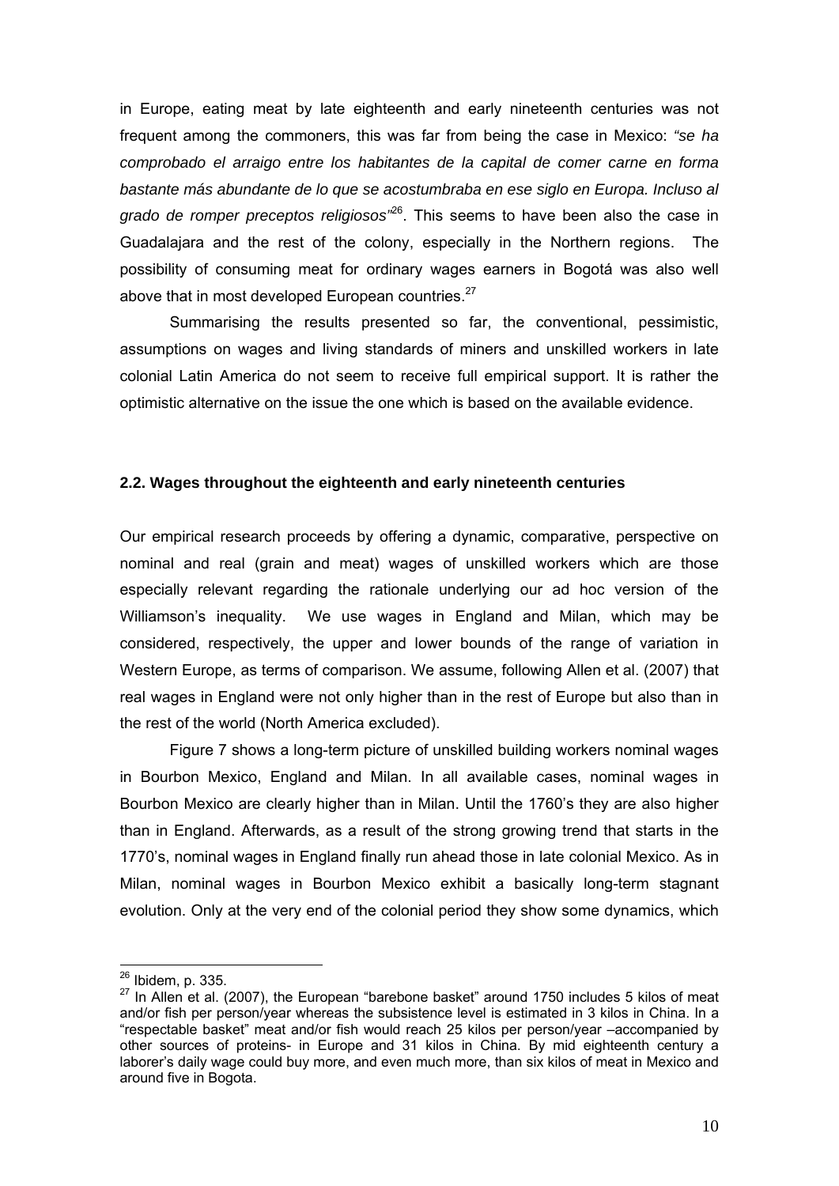in Europe, eating meat by late eighteenth and early nineteenth centuries was not frequent among the commoners, this was far from being the case in Mexico: *"se ha comprobado el arraigo entre los habitantes de la capital de comer carne en forma bastante más abundante de lo que se acostumbraba en ese siglo en Europa. Incluso al grado de romper preceptos religiosos"*[26]. This seems to have been also the case in Guadalajara and the rest of the colony, especially in the Northern regions. The possibility of consuming meat for ordinary wages earners in Bogotá was also well above that in most developed European countries.[27]

Summarising the results presented so far, the conventional, pessimistic, assumptions on wages and living standards of miners and unskilled workers in late colonial Latin America do not seem to receive full empirical support. It is rather the optimistic alternative on the issue the one which is based on the available evidence.

### 2.2. Wages throughout the eighteenth and early nineteenth centuries

Our empirical research proceeds by offering a dynamic, comparative, perspective on nominal and real (grain and meat) wages of unskilled workers which are those especially relevant regarding the rationale underlying our ad hoc version of the Williamson's inequality. We use wages in England and Milan, which may be considered, respectively, the upper and lower bounds of the range of variation in Western Europe, as terms of comparison. We assume, following Allen et al. (2007) that real wages in England were not only higher than in the rest of Europe but also than in the rest of the world (North America excluded).

Figure 7 shows a long-term picture of unskilled building workers nominal wages in Bourbon Mexico, England and Milan. In all available cases, nominal wages in Bourbon Mexico are clearly higher than in Milan. Until the 1760's they are also higher than in England. Afterwards, as a result of the strong growing trend that starts in the 1770's, nominal wages in England finally run ahead those in late colonial Mexico. As in Milan, nominal wages in Bourbon Mexico exhibit a basically long-term stagnant evolution. Only at the very end of the colonial period they show some dynamics, which

---

[26] Ibidem, p. 335.

[27] In Allen et al. (2007), the European "barebone basket" around 1750 includes 5 kilos of meat and/or fish per person/year whereas the subsistence level is estimated in 3 kilos in China. In a "respectable basket" meat and/or fish would reach 25 kilos per person/year –accompanied by other sources of proteins- in Europe and 31 kilos in China. By mid eighteenth century a laborer's daily wage could buy more, and even much more, than six kilos of meat in Mexico and around five in Bogota.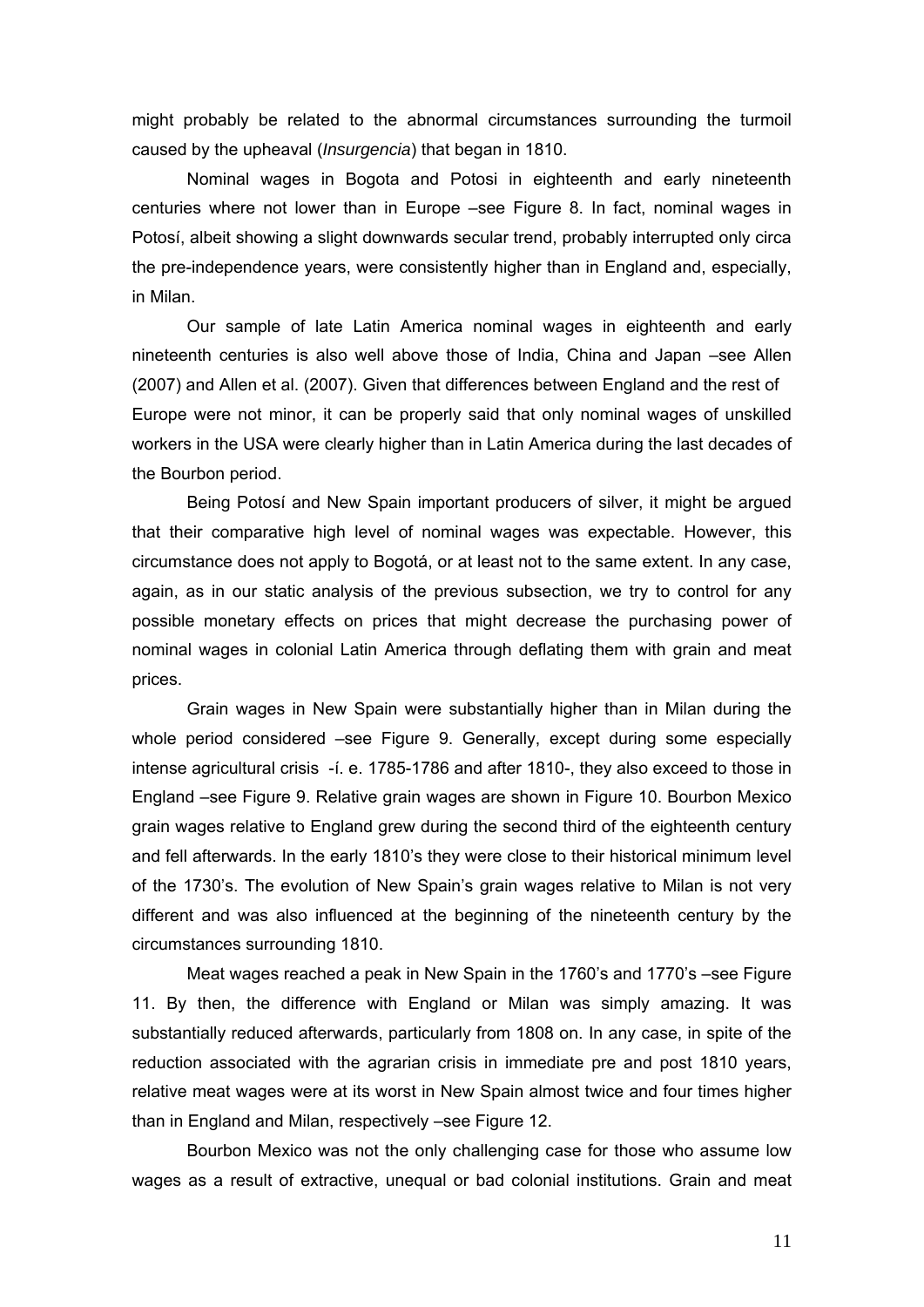might probably be related to the abnormal circumstances surrounding the turmoil caused by the upheaval (*Insurgencia*) that began in 1810.

Nominal wages in Bogota and Potosi in eighteenth and early nineteenth centuries where not lower than in Europe –see Figure 8. In fact, nominal wages in Potosí, albeit showing a slight downwards secular trend, probably interrupted only circa the pre-independence years, were consistently higher than in England and, especially, in Milan.

Our sample of late Latin America nominal wages in eighteenth and early nineteenth centuries is also well above those of India, China and Japan –see Allen (2007) and Allen et al. (2007). Given that differences between England and the rest of Europe were not minor, it can be properly said that only nominal wages of unskilled workers in the USA were clearly higher than in Latin America during the last decades of the Bourbon period.

Being Potosí and New Spain important producers of silver, it might be argued that their comparative high level of nominal wages was expectable. However, this circumstance does not apply to Bogotá, or at least not to the same extent. In any case, again, as in our static analysis of the previous subsection, we try to control for any possible monetary effects on prices that might decrease the purchasing power of nominal wages in colonial Latin America through deflating them with grain and meat prices.

Grain wages in New Spain were substantially higher than in Milan during the whole period considered –see Figure 9. Generally, except during some especially intense agricultural crisis -í. e. 1785-1786 and after 1810-, they also exceed to those in England –see Figure 9. Relative grain wages are shown in Figure 10. Bourbon Mexico grain wages relative to England grew during the second third of the eighteenth century and fell afterwards. In the early 1810's they were close to their historical minimum level of the 1730's. The evolution of New Spain's grain wages relative to Milan is not very different and was also influenced at the beginning of the nineteenth century by the circumstances surrounding 1810.

Meat wages reached a peak in New Spain in the 1760's and 1770's –see Figure 11. By then, the difference with England or Milan was simply amazing. It was substantially reduced afterwards, particularly from 1808 on. In any case, in spite of the reduction associated with the agrarian crisis in immediate pre and post 1810 years, relative meat wages were at its worst in New Spain almost twice and four times higher than in England and Milan, respectively –see Figure 12.

Bourbon Mexico was not the only challenging case for those who assume low wages as a result of extractive, unequal or bad colonial institutions. Grain and meat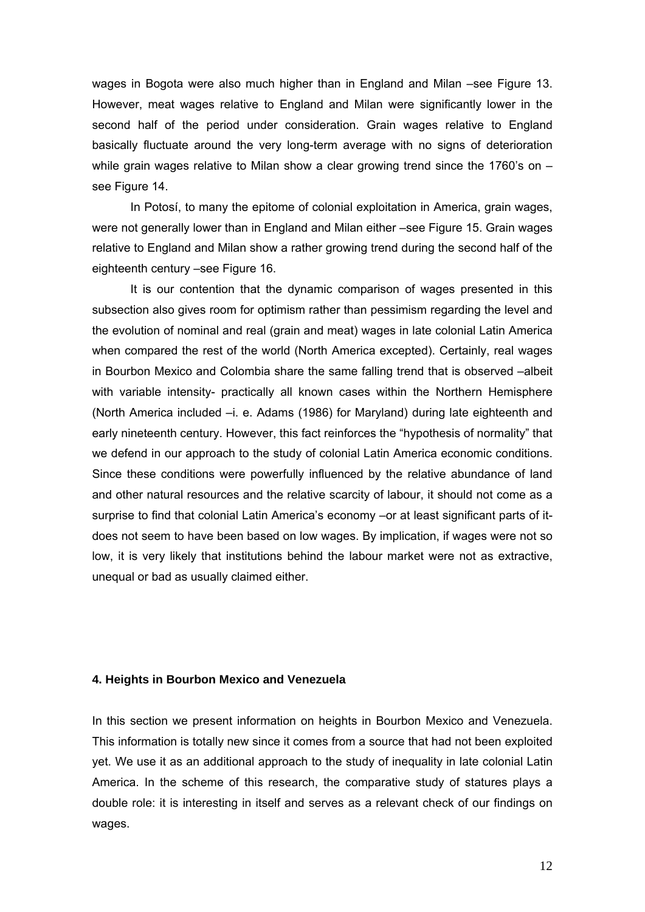wages in Bogota were also much higher than in England and Milan –see Figure 13. However, meat wages relative to England and Milan were significantly lower in the second half of the period under consideration. Grain wages relative to England basically fluctuate around the very long-term average with no signs of deterioration while grain wages relative to Milan show a clear growing trend since the 1760's on – see Figure 14.

In Potosí, to many the epitome of colonial exploitation in America, grain wages, were not generally lower than in England and Milan either –see Figure 15. Grain wages relative to England and Milan show a rather growing trend during the second half of the eighteenth century –see Figure 16.

It is our contention that the dynamic comparison of wages presented in this subsection also gives room for optimism rather than pessimism regarding the level and the evolution of nominal and real (grain and meat) wages in late colonial Latin America when compared the rest of the world (North America excepted). Certainly, real wages in Bourbon Mexico and Colombia share the same falling trend that is observed –albeit with variable intensity- practically all known cases within the Northern Hemisphere (North America included –i. e. Adams (1986) for Maryland) during late eighteenth and early nineteenth century. However, this fact reinforces the "hypothesis of normality" that we defend in our approach to the study of colonial Latin America economic conditions. Since these conditions were powerfully influenced by the relative abundance of land and other natural resources and the relative scarcity of labour, it should not come as a surprise to find that colonial Latin America's economy –or at least significant parts of it- does not seem to have been based on low wages. By implication, if wages were not so low, it is very likely that institutions behind the labour market were not as extractive, unequal or bad as usually claimed either.

## 4. Heights in Bourbon Mexico and Venezuela

In this section we present information on heights in Bourbon Mexico and Venezuela. This information is totally new since it comes from a source that had not been exploited yet. We use it as an additional approach to the study of inequality in late colonial Latin America. In the scheme of this research, the comparative study of statures plays a double role: it is interesting in itself and serves as a relevant check of our findings on wages.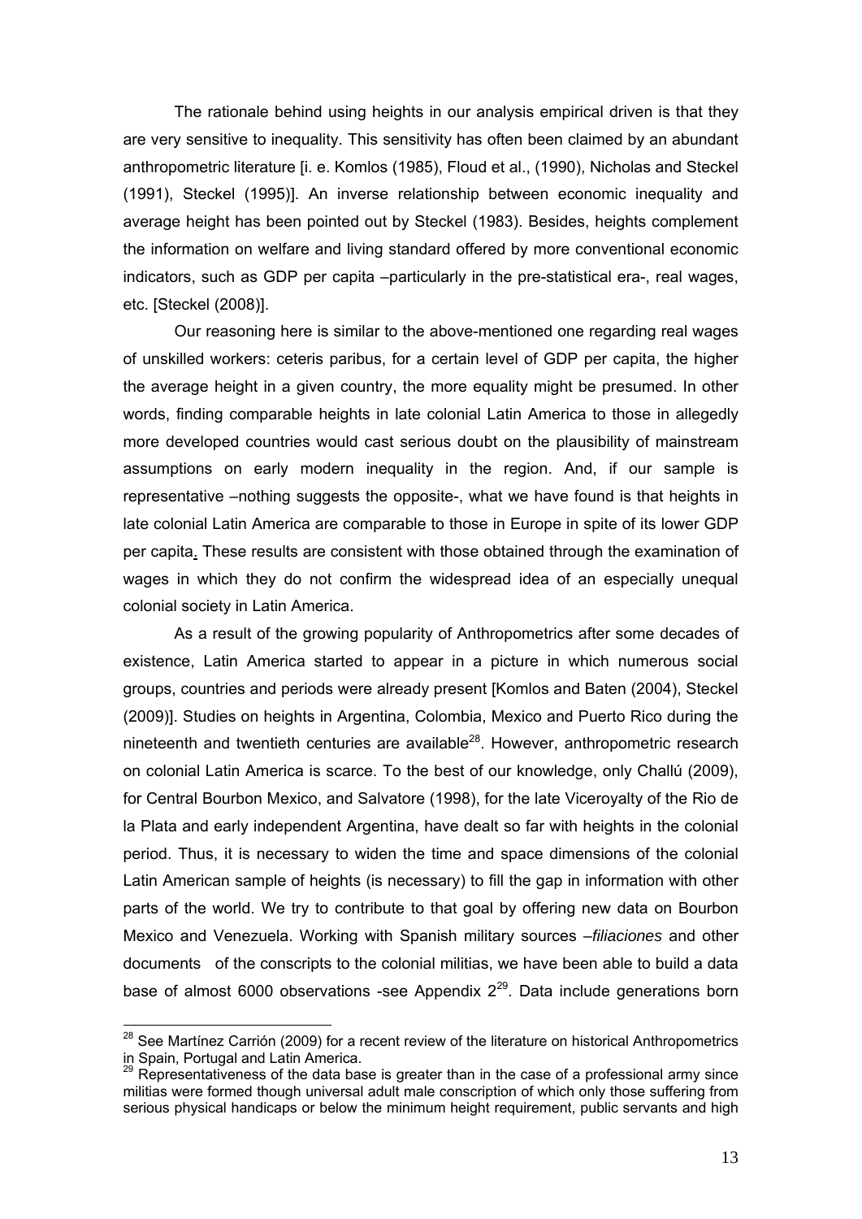The rationale behind using heights in our analysis empirical driven is that they are very sensitive to inequality. This sensitivity has often been claimed by an abundant anthropometric literature [i. e. Komlos (1985), Floud et al., (1990), Nicholas and Steckel (1991), Steckel (1995)]. An inverse relationship between economic inequality and average height has been pointed out by Steckel (1983). Besides, heights complement the information on welfare and living standard offered by more conventional economic indicators, such as GDP per capita –particularly in the pre-statistical era-, real wages, etc. [Steckel (2008)].

Our reasoning here is similar to the above-mentioned one regarding real wages of unskilled workers: ceteris paribus, for a certain level of GDP per capita, the higher the average height in a given country, the more equality might be presumed. In other words, finding comparable heights in late colonial Latin America to those in allegedly more developed countries would cast serious doubt on the plausibility of mainstream assumptions on early modern inequality in the region. And, if our sample is representative –nothing suggests the opposite-, what we have found is that heights in late colonial Latin America are comparable to those in Europe in spite of its lower GDP per capita. These results are consistent with those obtained through the examination of wages in which they do not confirm the widespread idea of an especially unequal colonial society in Latin America.

As a result of the growing popularity of Anthropometrics after some decades of existence, Latin America started to appear in a picture in which numerous social groups, countries and periods were already present [Komlos and Baten (2004), Steckel (2009)]. Studies on heights in Argentina, Colombia, Mexico and Puerto Rico during the nineteenth and twentieth centuries are available[28]. However, anthropometric research on colonial Latin America is scarce. To the best of our knowledge, only Challú (2009), for Central Bourbon Mexico, and Salvatore (1998), for the late Viceroyalty of the Rio de la Plata and early independent Argentina, have dealt so far with heights in the colonial period. Thus, it is necessary to widen the time and space dimensions of the colonial Latin American sample of heights (is necessary) to fill the gap in information with other parts of the world. We try to contribute to that goal by offering new data on Bourbon Mexico and Venezuela. Working with Spanish military sources –*filiaciones* and other documents of the conscripts to the colonial militias, we have been able to build a data base of almost 6000 observations -see Appendix 2[29]. Data include generations born

---

[28] See Martínez Carrión (2009) for a recent review of the literature on historical Anthropometrics in Spain, Portugal and Latin America.

[29] Representativeness of the data base is greater than in the case of a professional army since militias were formed though universal adult male conscription of which only those suffering from serious physical handicaps or below the minimum height requirement, public servants and high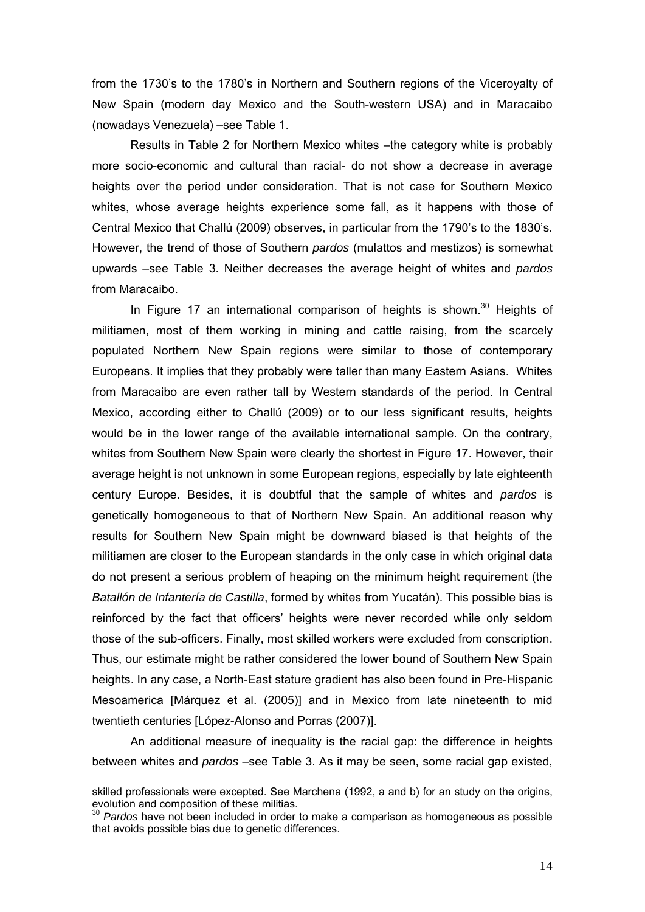from the 1730's to the 1780's in Northern and Southern regions of the Viceroyalty of New Spain (modern day Mexico and the South-western USA) and in Maracaibo (nowadays Venezuela) –see Table 1.

Results in Table 2 for Northern Mexico whites –the category white is probably more socio-economic and cultural than racial- do not show a decrease in average heights over the period under consideration. That is not case for Southern Mexico whites, whose average heights experience some fall, as it happens with those of Central Mexico that Challú (2009) observes, in particular from the 1790's to the 1830's. However, the trend of those of Southern *pardos* (mulattos and mestizos) is somewhat upwards –see Table 3. Neither decreases the average height of whites and *pardos* from Maracaibo.

In Figure 17 an international comparison of heights is shown.[30] Heights of militiamen, most of them working in mining and cattle raising, from the scarcely populated Northern New Spain regions were similar to those of contemporary Europeans. It implies that they probably were taller than many Eastern Asians. Whites from Maracaibo are even rather tall by Western standards of the period. In Central Mexico, according either to Challú (2009) or to our less significant results, heights would be in the lower range of the available international sample. On the contrary, whites from Southern New Spain were clearly the shortest in Figure 17. However, their average height is not unknown in some European regions, especially by late eighteenth century Europe. Besides, it is doubtful that the sample of whites and *pardos* is genetically homogeneous to that of Northern New Spain. An additional reason why results for Southern New Spain might be downward biased is that heights of the militiamen are closer to the European standards in the only case in which original data do not present a serious problem of heaping on the minimum height requirement (the *Batallón de Infantería de Castilla*, formed by whites from Yucatán). This possible bias is reinforced by the fact that officers' heights were never recorded while only seldom those of the sub-officers. Finally, most skilled workers were excluded from conscription. Thus, our estimate might be rather considered the lower bound of Southern New Spain heights. In any case, a North-East stature gradient has also been found in Pre-Hispanic Mesoamerica [Márquez et al. (2005)] and in Mexico from late nineteenth to mid twentieth centuries [López-Alonso and Porras (2007)].

An additional measure of inequality is the racial gap: the difference in heights between whites and *pardos* –see Table 3. As it may be seen, some racial gap existed,

---

skilled professionals were excepted. See Marchena (1992, a and b) for an study on the origins, evolution and composition of these militias.

[30] *Pardos* have not been included in order to make a comparison as homogeneous as possible that avoids possible bias due to genetic differences.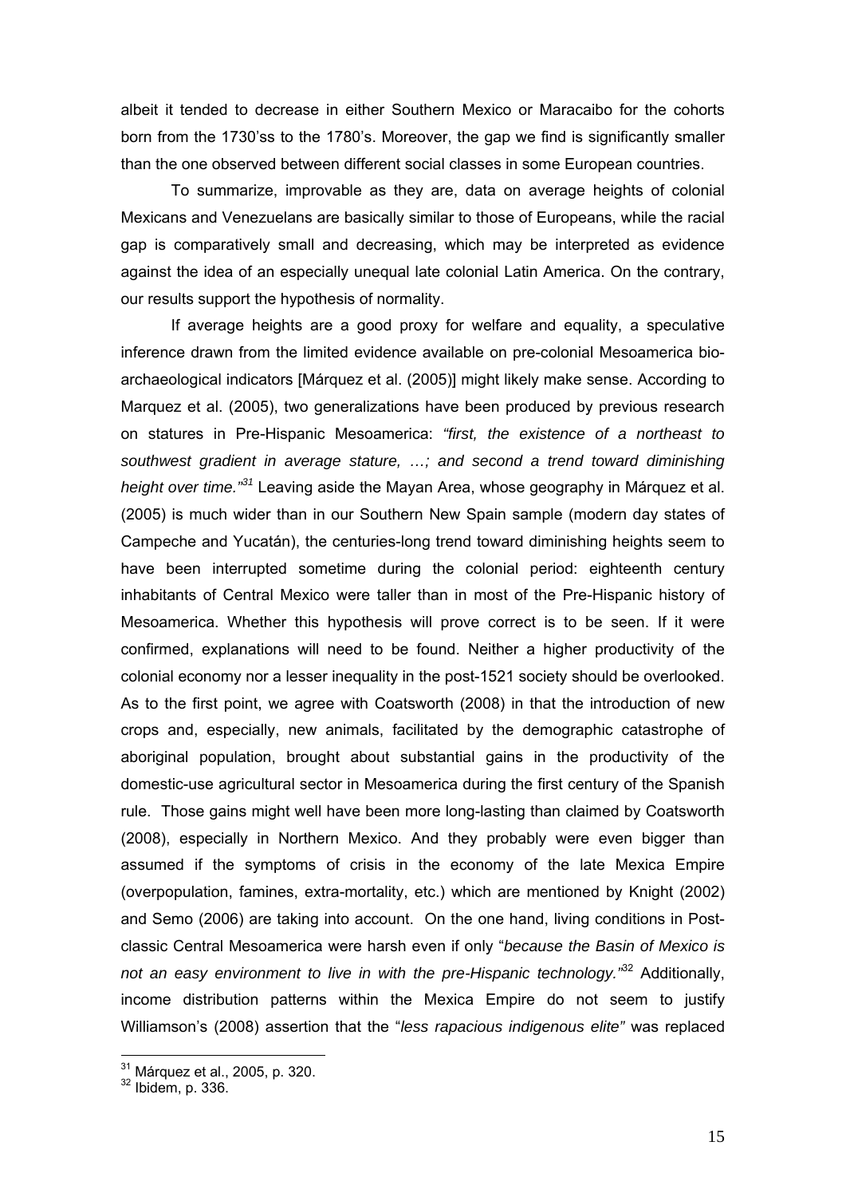albeit it tended to decrease in either Southern Mexico or Maracaibo for the cohorts born from the 1730'ss to the 1780's. Moreover, the gap we find is significantly smaller than the one observed between different social classes in some European countries.

To summarize, improvable as they are, data on average heights of colonial Mexicans and Venezuelans are basically similar to those of Europeans, while the racial gap is comparatively small and decreasing, which may be interpreted as evidence against the idea of an especially unequal late colonial Latin America. On the contrary, our results support the hypothesis of normality.

If average heights are a good proxy for welfare and equality, a speculative inference drawn from the limited evidence available on pre-colonial Mesoamerica bio-archaeological indicators [Márquez et al. (2005)] might likely make sense. According to Marquez et al. (2005), two generalizations have been produced by previous research on statures in Pre-Hispanic Mesoamerica: *"first, the existence of a northeast to southwest gradient in average stature, …; and second a trend toward diminishing height over time."*[31] Leaving aside the Mayan Area, whose geography in Márquez et al. (2005) is much wider than in our Southern New Spain sample (modern day states of Campeche and Yucatán), the centuries-long trend toward diminishing heights seem to have been interrupted sometime during the colonial period: eighteenth century inhabitants of Central Mexico were taller than in most of the Pre-Hispanic history of Mesoamerica. Whether this hypothesis will prove correct is to be seen. If it were confirmed, explanations will need to be found. Neither a higher productivity of the colonial economy nor a lesser inequality in the post-1521 society should be overlooked. As to the first point, we agree with Coatsworth (2008) in that the introduction of new crops and, especially, new animals, facilitated by the demographic catastrophe of aboriginal population, brought about substantial gains in the productivity of the domestic-use agricultural sector in Mesoamerica during the first century of the Spanish rule. Those gains might well have been more long-lasting than claimed by Coatsworth (2008), especially in Northern Mexico. And they probably were even bigger than assumed if the symptoms of crisis in the economy of the late Mexica Empire (overpopulation, famines, extra-mortality, etc.) which are mentioned by Knight (2002) and Semo (2006) are taking into account. On the one hand, living conditions in Post-classic Central Mesoamerica were harsh even if only "*because the Basin of Mexico is not an easy environment to live in with the pre-Hispanic technology.*"[32] Additionally, income distribution patterns within the Mexica Empire do not seem to justify Williamson's (2008) assertion that the "*less rapacious indigenous elite"* was replaced

[31] Márquez et al., 2005, p. 320.
[32] Ibidem, p. 336.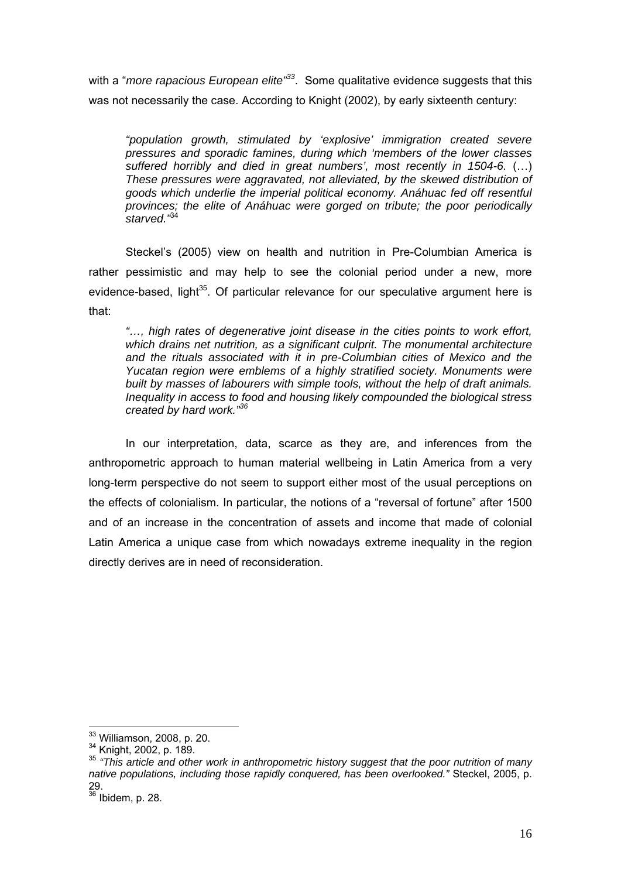with a "*more rapacious European elite*"[33]. Some qualitative evidence suggests that this was not necessarily the case. According to Knight (2002), by early sixteenth century:

> *"population growth, stimulated by 'explosive' immigration created severe pressures and sporadic famines, during which 'members of the lower classes suffered horribly and died in great numbers', most recently in 1504-6.* (…) *These pressures were aggravated, not alleviated, by the skewed distribution of goods which underlie the imperial political economy. Anáhuac fed off resentful provinces; the elite of Anáhuac were gorged on tribute; the poor periodically starved."*[34]

Steckel's (2005) view on health and nutrition in Pre-Columbian America is rather pessimistic and may help to see the colonial period under a new, more evidence-based, light[35]. Of particular relevance for our speculative argument here is that:

> *"…, high rates of degenerative joint disease in the cities points to work effort, which drains net nutrition, as a significant culprit. The monumental architecture and the rituals associated with it in pre-Columbian cities of Mexico and the Yucatan region were emblems of a highly stratified society. Monuments were built by masses of labourers with simple tools, without the help of draft animals. Inequality in access to food and housing likely compounded the biological stress created by hard work."*[36]

In our interpretation, data, scarce as they are, and inferences from the anthropometric approach to human material wellbeing in Latin America from a very long-term perspective do not seem to support either most of the usual perceptions on the effects of colonialism. In particular, the notions of a "reversal of fortune" after 1500 and of an increase in the concentration of assets and income that made of colonial Latin America a unique case from which nowadays extreme inequality in the region directly derives are in need of reconsideration.

---

[33] Williamson, 2008, p. 20.

[34] Knight, 2002, p. 189.

[35] *"This article and other work in anthropometric history suggest that the poor nutrition of many native populations, including those rapidly conquered, has been overlooked."* Steckel, 2005, p. 29.

[36] Ibidem, p. 28.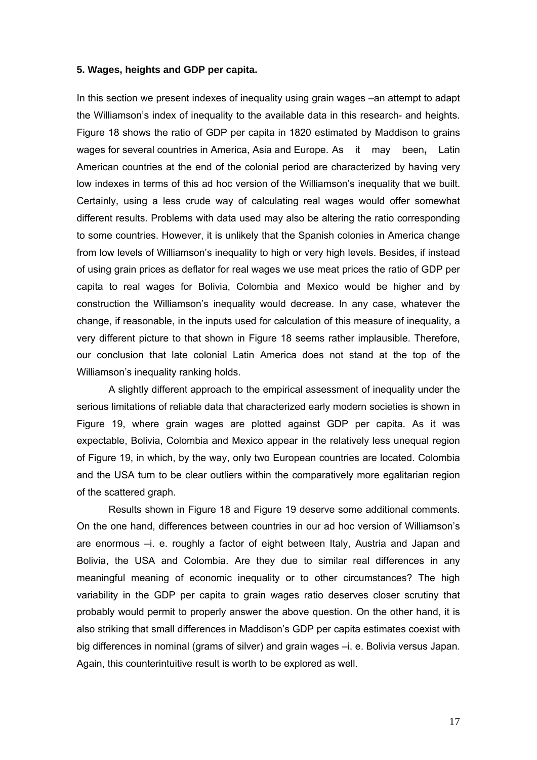**5. Wages, heights and GDP per capita.**

In this section we present indexes of inequality using grain wages –an attempt to adapt the Williamson's index of inequality to the available data in this research- and heights. Figure 18 shows the ratio of GDP per capita in 1820 estimated by Maddison to grains wages for several countries in America, Asia and Europe. As it may been**,** Latin American countries at the end of the colonial period are characterized by having very low indexes in terms of this ad hoc version of the Williamson's inequality that we built. Certainly, using a less crude way of calculating real wages would offer somewhat different results. Problems with data used may also be altering the ratio corresponding to some countries. However, it is unlikely that the Spanish colonies in America change from low levels of Williamson's inequality to high or very high levels. Besides, if instead of using grain prices as deflator for real wages we use meat prices the ratio of GDP per capita to real wages for Bolivia, Colombia and Mexico would be higher and by construction the Williamson's inequality would decrease. In any case, whatever the change, if reasonable, in the inputs used for calculation of this measure of inequality, a very different picture to that shown in Figure 18 seems rather implausible. Therefore, our conclusion that late colonial Latin America does not stand at the top of the Williamson's inequality ranking holds.

A slightly different approach to the empirical assessment of inequality under the serious limitations of reliable data that characterized early modern societies is shown in Figure 19, where grain wages are plotted against GDP per capita. As it was expectable, Bolivia, Colombia and Mexico appear in the relatively less unequal region of Figure 19, in which, by the way, only two European countries are located. Colombia and the USA turn to be clear outliers within the comparatively more egalitarian region of the scattered graph.

Results shown in Figure 18 and Figure 19 deserve some additional comments. On the one hand, differences between countries in our ad hoc version of Williamson's are enormous –i. e. roughly a factor of eight between Italy, Austria and Japan and Bolivia, the USA and Colombia. Are they due to similar real differences in any meaningful meaning of economic inequality or to other circumstances? The high variability in the GDP per capita to grain wages ratio deserves closer scrutiny that probably would permit to properly answer the above question. On the other hand, it is also striking that small differences in Maddison's GDP per capita estimates coexist with big differences in nominal (grams of silver) and grain wages –i. e. Bolivia versus Japan. Again, this counterintuitive result is worth to be explored as well.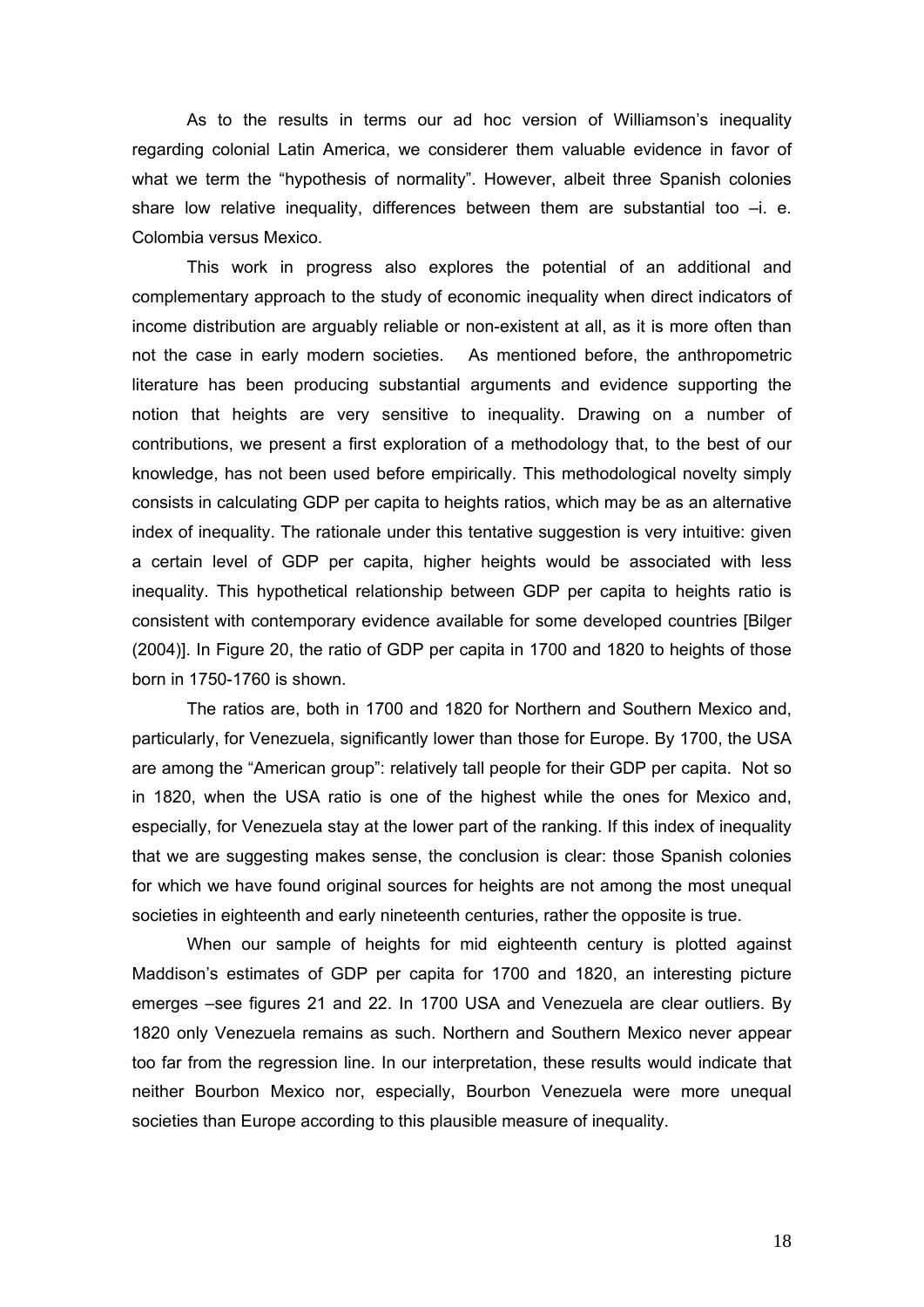As to the results in terms our ad hoc version of Williamson's inequality regarding colonial Latin America, we considerer them valuable evidence in favor of what we term the "hypothesis of normality". However, albeit three Spanish colonies share low relative inequality, differences between them are substantial too –i. e. Colombia versus Mexico.

This work in progress also explores the potential of an additional and complementary approach to the study of economic inequality when direct indicators of income distribution are arguably reliable or non-existent at all, as it is more often than not the case in early modern societies. As mentioned before, the anthropometric literature has been producing substantial arguments and evidence supporting the notion that heights are very sensitive to inequality. Drawing on a number of contributions, we present a first exploration of a methodology that, to the best of our knowledge, has not been used before empirically. This methodological novelty simply consists in calculating GDP per capita to heights ratios, which may be as an alternative index of inequality. The rationale under this tentative suggestion is very intuitive: given a certain level of GDP per capita, higher heights would be associated with less inequality. This hypothetical relationship between GDP per capita to heights ratio is consistent with contemporary evidence available for some developed countries [Bilger (2004)]. In Figure 20, the ratio of GDP per capita in 1700 and 1820 to heights of those born in 1750-1760 is shown.

The ratios are, both in 1700 and 1820 for Northern and Southern Mexico and, particularly, for Venezuela, significantly lower than those for Europe. By 1700, the USA are among the "American group": relatively tall people for their GDP per capita. Not so in 1820, when the USA ratio is one of the highest while the ones for Mexico and, especially, for Venezuela stay at the lower part of the ranking. If this index of inequality that we are suggesting makes sense, the conclusion is clear: those Spanish colonies for which we have found original sources for heights are not among the most unequal societies in eighteenth and early nineteenth centuries, rather the opposite is true.

When our sample of heights for mid eighteenth century is plotted against Maddison's estimates of GDP per capita for 1700 and 1820, an interesting picture emerges –see figures 21 and 22. In 1700 USA and Venezuela are clear outliers. By 1820 only Venezuela remains as such. Northern and Southern Mexico never appear too far from the regression line. In our interpretation, these results would indicate that neither Bourbon Mexico nor, especially, Bourbon Venezuela were more unequal societies than Europe according to this plausible measure of inequality.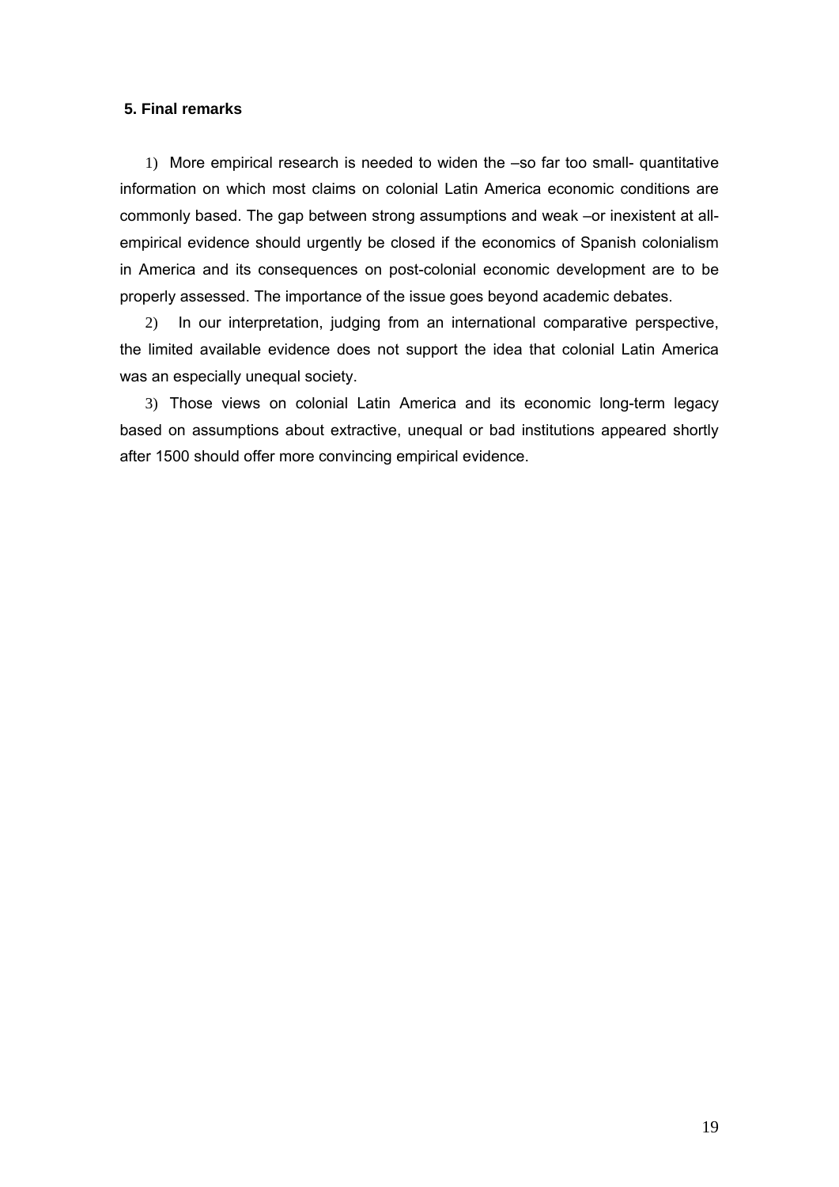## 5. Final remarks

1) More empirical research is needed to widen the –so far too small- quantitative information on which most claims on colonial Latin America economic conditions are commonly based. The gap between strong assumptions and weak –or inexistent at all- empirical evidence should urgently be closed if the economics of Spanish colonialism in America and its consequences on post-colonial economic development are to be properly assessed. The importance of the issue goes beyond academic debates.

2) In our interpretation, judging from an international comparative perspective, the limited available evidence does not support the idea that colonial Latin America was an especially unequal society.

3) Those views on colonial Latin America and its economic long-term legacy based on assumptions about extractive, unequal or bad institutions appeared shortly after 1500 should offer more convincing empirical evidence.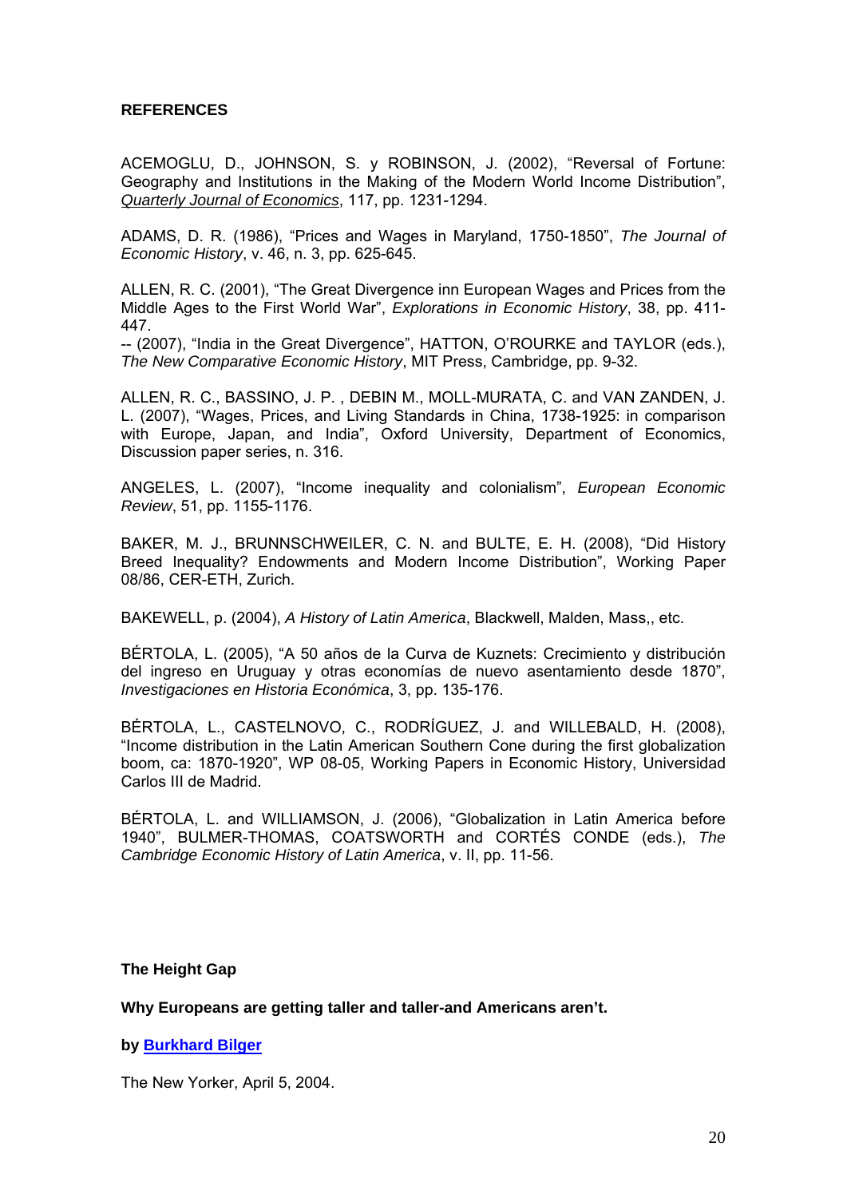**REFERENCES**

ACEMOGLU, D., JOHNSON, S. y ROBINSON, J. (2002), "Reversal of Fortune: Geography and Institutions in the Making of the Modern World Income Distribution", *Quarterly Journal of Economics*, 117, pp. 1231-1294.

ADAMS, D. R. (1986), "Prices and Wages in Maryland, 1750-1850", *The Journal of Economic History*, v. 46, n. 3, pp. 625-645.

ALLEN, R. C. (2001), "The Great Divergence inn European Wages and Prices from the Middle Ages to the First World War", *Explorations in Economic History*, 38, pp. 411-447.
-- (2007), "India in the Great Divergence", HATTON, O'ROURKE and TAYLOR (eds.), *The New Comparative Economic History*, MIT Press, Cambridge, pp. 9-32.

ALLEN, R. C., BASSINO, J. P. , DEBIN M., MOLL-MURATA, C. and VAN ZANDEN, J. L. (2007), "Wages, Prices, and Living Standards in China, 1738-1925: in comparison with Europe, Japan, and India", Oxford University, Department of Economics, Discussion paper series, n. 316.

ANGELES, L. (2007), "Income inequality and colonialism", *European Economic Review*, 51, pp. 1155-1176.

BAKER, M. J., BRUNNSCHWEILER, C. N. and BULTE, E. H. (2008), "Did History Breed Inequality? Endowments and Modern Income Distribution", Working Paper 08/86, CER-ETH, Zurich.

BAKEWELL, p. (2004), *A History of Latin America*, Blackwell, Malden, Mass,, etc.

BÉRTOLA, L. (2005), "A 50 años de la Curva de Kuznets: Crecimiento y distribución del ingreso en Uruguay y otras economías de nuevo asentamiento desde 1870", *Investigaciones en Historia Económica*, 3, pp. 135-176.

BÉRTOLA, L., CASTELNOVO, C., RODRÍGUEZ, J. and WILLEBALD, H. (2008), "Income distribution in the Latin American Southern Cone during the first globalization boom, ca: 1870-1920", WP 08-05, Working Papers in Economic History, Universidad Carlos III de Madrid.

BÉRTOLA, L. and WILLIAMSON, J. (2006), "Globalization in Latin America before 1940", BULMER-THOMAS, COATSWORTH and CORTÉS CONDE (eds.), *The Cambridge Economic History of Latin America*, v. II, pp. 11-56.

**The Height Gap**

**Why Europeans are getting taller and taller-and Americans aren't.**

**by Burkhard Bilger**

The New Yorker, April 5, 2004.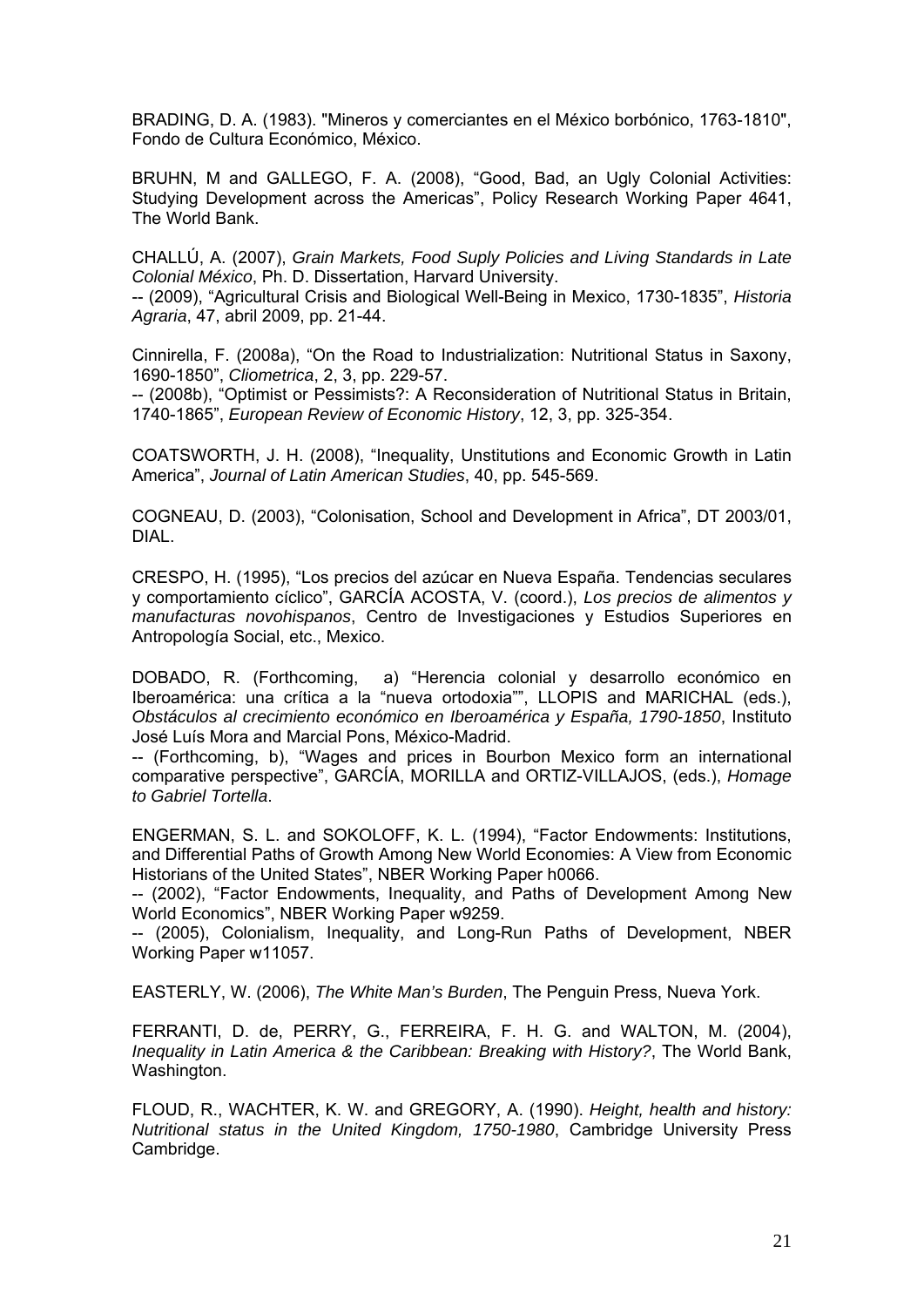BRADING, D. A. (1983). "Mineros y comerciantes en el México borbónico, 1763-1810", Fondo de Cultura Económico, México.

BRUHN, M and GALLEGO, F. A. (2008), "Good, Bad, an Ugly Colonial Activities: Studying Development across the Americas", Policy Research Working Paper 4641, The World Bank.

CHALLÚ, A. (2007), *Grain Markets, Food Suply Policies and Living Standards in Late Colonial México*, Ph. D. Dissertation, Harvard University.
-- (2009), "Agricultural Crisis and Biological Well-Being in Mexico, 1730-1835", *Historia Agraria*, 47, abril 2009, pp. 21-44.

Cinnirella, F. (2008a), "On the Road to Industrialization: Nutritional Status in Saxony, 1690-1850", *Cliometrica*, 2, 3, pp. 229-57.
-- (2008b), "Optimist or Pessimists?: A Reconsideration of Nutritional Status in Britain, 1740-1865", *European Review of Economic History*, 12, 3, pp. 325-354.

COATSWORTH, J. H. (2008), "Inequality, Unstitutions and Economic Growth in Latin America", *Journal of Latin American Studies*, 40, pp. 545-569.

COGNEAU, D. (2003), "Colonisation, School and Development in Africa", DT 2003/01, DIAL.

CRESPO, H. (1995), "Los precios del azúcar en Nueva España. Tendencias seculares y comportamiento cíclico", GARCÍA ACOSTA, V. (coord.), *Los precios de alimentos y manufacturas novohispanos*, Centro de Investigaciones y Estudios Superiores en Antropología Social, etc., Mexico.

DOBADO, R. (Forthcoming, a) "Herencia colonial y desarrollo económico en Iberoamérica: una crítica a la "nueva ortodoxia"", LLOPIS and MARICHAL (eds.), *Obstáculos al crecimiento económico en Iberoamérica y España, 1790-1850*, Instituto José Luís Mora and Marcial Pons, México-Madrid.
-- (Forthcoming, b), "Wages and prices in Bourbon Mexico form an international comparative perspective", GARCÍA, MORILLA and ORTIZ-VILLAJOS, (eds.), *Homage to Gabriel Tortella*.

ENGERMAN, S. L. and SOKOLOFF, K. L. (1994), "Factor Endowments: Institutions, and Differential Paths of Growth Among New World Economies: A View from Economic Historians of the United States", NBER Working Paper h0066.
-- (2002), "Factor Endowments, Inequality, and Paths of Development Among New World Economics", NBER Working Paper w9259.
-- (2005), Colonialism, Inequality, and Long-Run Paths of Development, NBER Working Paper w11057.

EASTERLY, W. (2006), *The White Man's Burden*, The Penguin Press, Nueva York.

FERRANTI, D. de, PERRY, G., FERREIRA, F. H. G. and WALTON, M. (2004), *Inequality in Latin America & the Caribbean: Breaking with History?*, The World Bank, Washington.

FLOUD, R., WACHTER, K. W. and GREGORY, A. (1990). *Height, health and history: Nutritional status in the United Kingdom, 1750-1980*, Cambridge University Press Cambridge.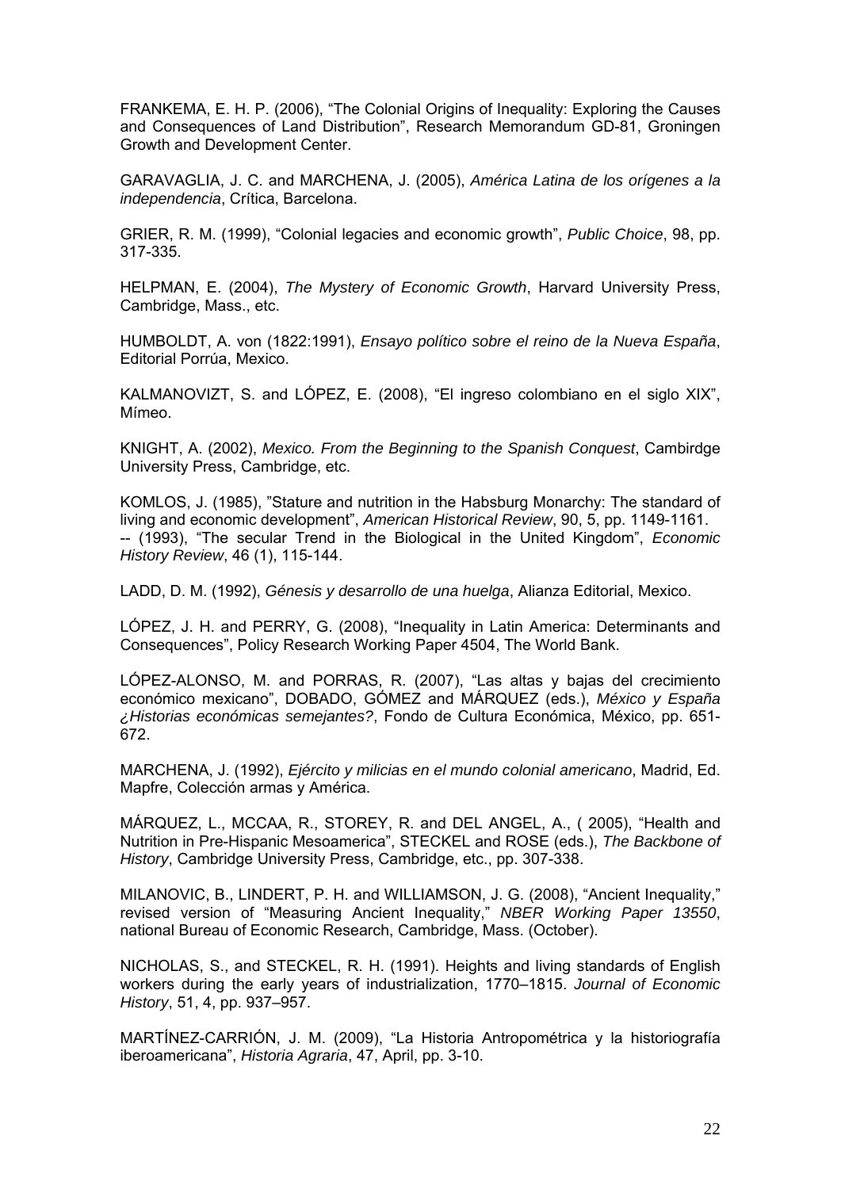FRANKEMA, E. H. P. (2006), "The Colonial Origins of Inequality: Exploring the Causes and Consequences of Land Distribution", Research Memorandum GD-81, Groningen Growth and Development Center.

GARAVAGLIA, J. C. and MARCHENA, J. (2005), *América Latina de los orígenes a la independencia*, Crítica, Barcelona.

GRIER, R. M. (1999), "Colonial legacies and economic growth", *Public Choice*, 98, pp. 317-335.

HELPMAN, E. (2004), *The Mystery of Economic Growth*, Harvard University Press, Cambridge, Mass., etc.

HUMBOLDT, A. von (1822:1991), *Ensayo político sobre el reino de la Nueva España*, Editorial Porrúa, Mexico.

KALMANOVIZT, S. and LÓPEZ, E. (2008), "El ingreso colombiano en el siglo XIX", Mímeo.

KNIGHT, A. (2002), *Mexico. From the Beginning to the Spanish Conquest*, Cambirdge University Press, Cambridge, etc.

KOMLOS, J. (1985), "Stature and nutrition in the Habsburg Monarchy: The standard of living and economic development", *American Historical Review*, 90, 5, pp. 1149-1161.
-- (1993), "The secular Trend in the Biological in the United Kingdom", *Economic History Review*, 46 (1), 115-144.

LADD, D. M. (1992), *Génesis y desarrollo de una huelga*, Alianza Editorial, Mexico.

LÓPEZ, J. H. and PERRY, G. (2008), "Inequality in Latin America: Determinants and Consequences", Policy Research Working Paper 4504, The World Bank.

LÓPEZ-ALONSO, M. and PORRAS, R. (2007), "Las altas y bajas del crecimiento económico mexicano", DOBADO, GÓMEZ and MÁRQUEZ (eds.), *México y España ¿Historias económicas semejantes?*, Fondo de Cultura Económica, México, pp. 651-672.

MARCHENA, J. (1992), *Ejército y milicias en el mundo colonial americano*, Madrid, Ed. Mapfre, Colección armas y América.

MÁRQUEZ, L., MCCAA, R., STOREY, R. and DEL ANGEL, A., ( 2005), "Health and Nutrition in Pre-Hispanic Mesoamerica", STECKEL and ROSE (eds.), *The Backbone of History*, Cambridge University Press, Cambridge, etc., pp. 307-338.

MILANOVIC, B., LINDERT, P. H. and WILLIAMSON, J. G. (2008), "Ancient Inequality," revised version of "Measuring Ancient Inequality," *NBER Working Paper 13550*, national Bureau of Economic Research, Cambridge, Mass. (October).

NICHOLAS, S., and STECKEL, R. H. (1991). Heights and living standards of English workers during the early years of industrialization, 1770–1815. *Journal of Economic History*, 51, 4, pp. 937–957.

MARTÍNEZ-CARRIÓN, J. M. (2009), "La Historia Antropométrica y la historiografía iberoamericana", *Historia Agraria*, 47, April, pp. 3-10.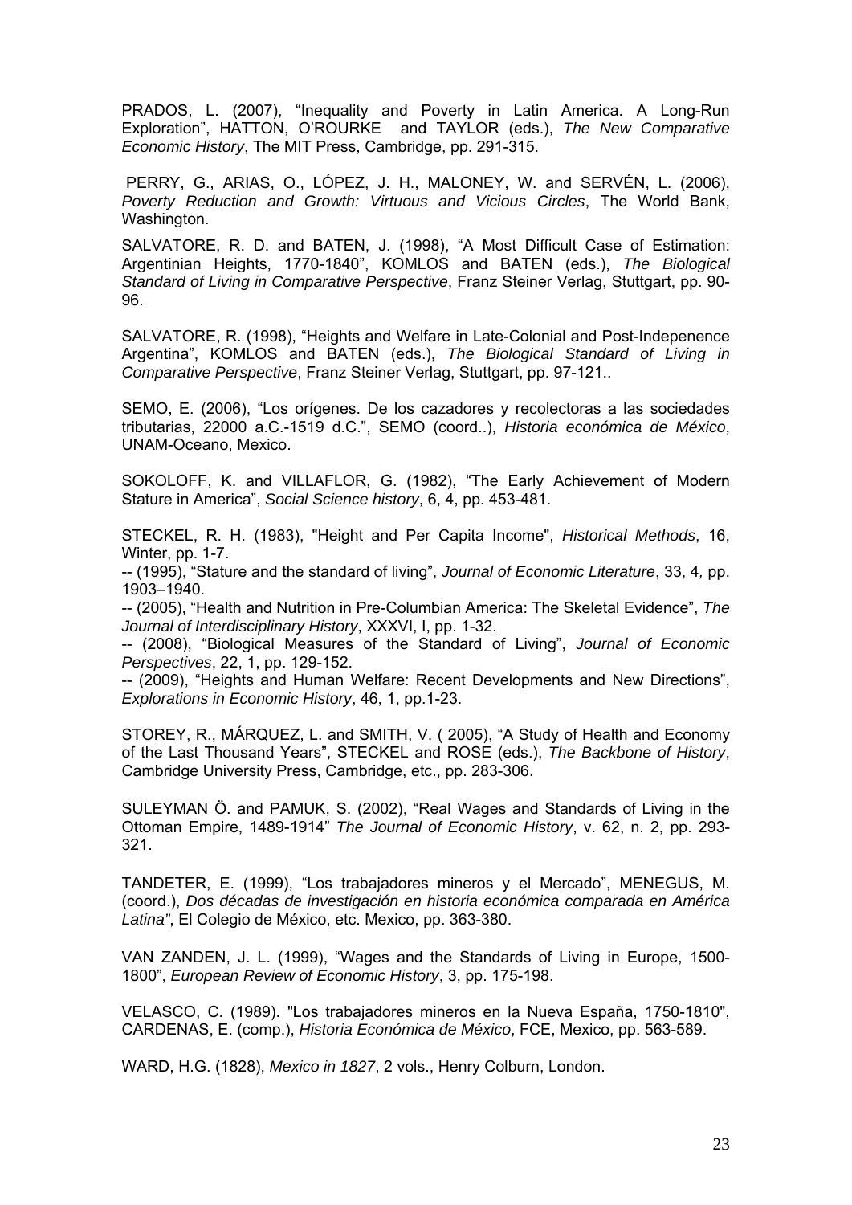PRADOS, L. (2007), "Inequality and Poverty in Latin America. A Long-Run Exploration", HATTON, O'ROURKE and TAYLOR (eds.), *The New Comparative Economic History*, The MIT Press, Cambridge, pp. 291-315.

PERRY, G., ARIAS, O., LÓPEZ, J. H., MALONEY, W. and SERVÉN, L. (2006), *Poverty Reduction and Growth: Virtuous and Vicious Circles*, The World Bank, Washington.

SALVATORE, R. D. and BATEN, J. (1998), "A Most Difficult Case of Estimation: Argentinian Heights, 1770-1840", KOMLOS and BATEN (eds.), *The Biological Standard of Living in Comparative Perspective*, Franz Steiner Verlag, Stuttgart, pp. 90-96.

SALVATORE, R. (1998), "Heights and Welfare in Late-Colonial and Post-Indepenence Argentina", KOMLOS and BATEN (eds.), *The Biological Standard of Living in Comparative Perspective*, Franz Steiner Verlag, Stuttgart, pp. 97-121..

SEMO, E. (2006), "Los orígenes. De los cazadores y recolectoras a las sociedades tributarias, 22000 a.C.-1519 d.C.", SEMO (coord..), *Historia económica de México*, UNAM-Oceano, Mexico.

SOKOLOFF, K. and VILLAFLOR, G. (1982), "The Early Achievement of Modern Stature in America", *Social Science history*, 6, 4, pp. 453-481.

STECKEL, R. H. (1983), "Height and Per Capita Income", *Historical Methods*, 16, Winter, pp. 1-7.
-- (1995), "Stature and the standard of living", *Journal of Economic Literature*, 33, 4, pp. 1903–1940.
-- (2005), "Health and Nutrition in Pre-Columbian America: The Skeletal Evidence", *The Journal of Interdisciplinary History*, XXXVI, I, pp. 1-32.
-- (2008), "Biological Measures of the Standard of Living", *Journal of Economic Perspectives*, 22, 1, pp. 129-152.
-- (2009), "Heights and Human Welfare: Recent Developments and New Directions", *Explorations in Economic History*, 46, 1, pp.1-23.

STOREY, R., MÁRQUEZ, L. and SMITH, V. ( 2005), "A Study of Health and Economy of the Last Thousand Years", STECKEL and ROSE (eds.), *The Backbone of History*, Cambridge University Press, Cambridge, etc., pp. 283-306.

SULEYMAN Ö. and PAMUK, S. (2002), "Real Wages and Standards of Living in the Ottoman Empire, 1489-1914" *The Journal of Economic History*, v. 62, n. 2, pp. 293-321.

TANDETER, E. (1999), "Los trabajadores mineros y el Mercado", MENEGUS, M. (coord.), *Dos décadas de investigación en historia económica comparada en América Latina"*, El Colegio de México, etc. Mexico, pp. 363-380.

VAN ZANDEN, J. L. (1999), "Wages and the Standards of Living in Europe, 1500-1800", *European Review of Economic History*, 3, pp. 175-198.

VELASCO, C. (1989). "Los trabajadores mineros en la Nueva España, 1750-1810", CARDENAS, E. (comp.), *Historia Económica de México*, FCE, Mexico, pp. 563-589.

WARD, H.G. (1828), *Mexico in 1827*, 2 vols., Henry Colburn, London.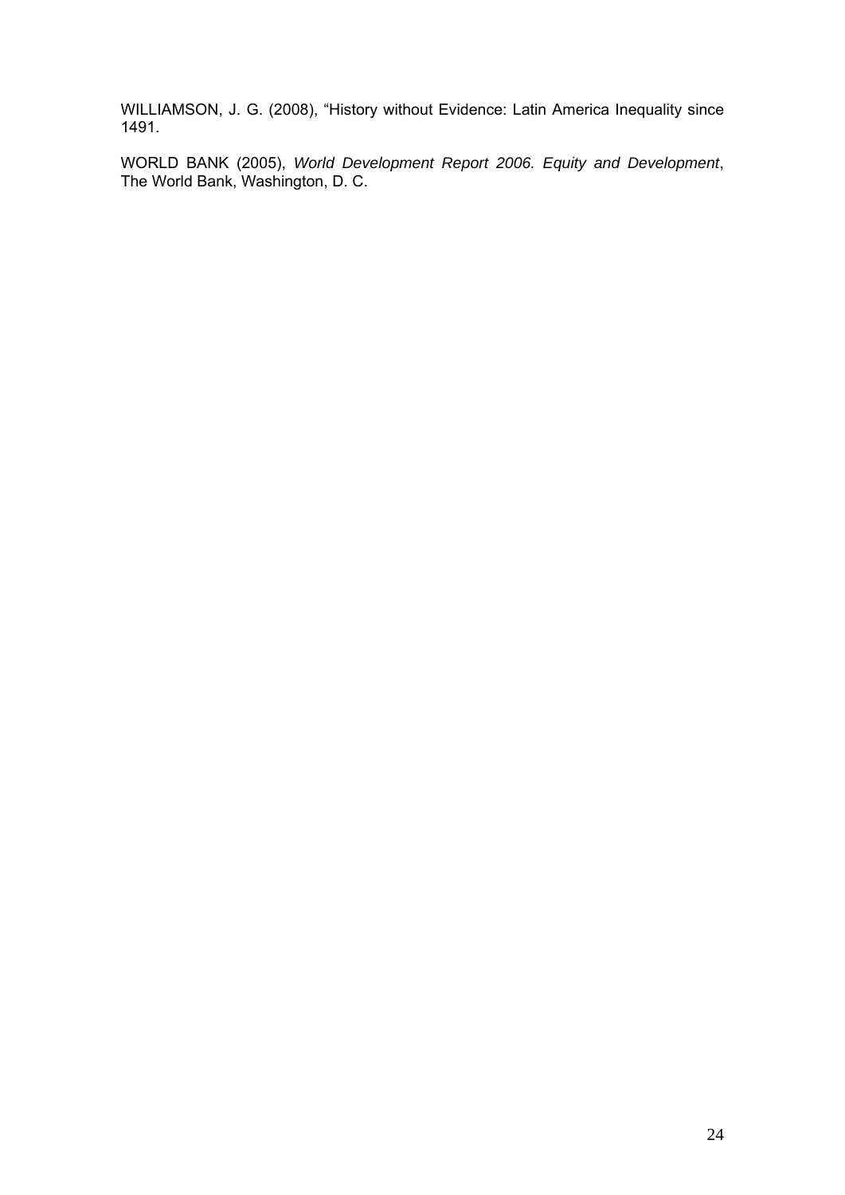WILLIAMSON, J. G. (2008), “History without Evidence: Latin America Inequality since 1491.

WORLD BANK (2005), *World Development Report 2006. Equity and Development*, The World Bank, Washington, D. C.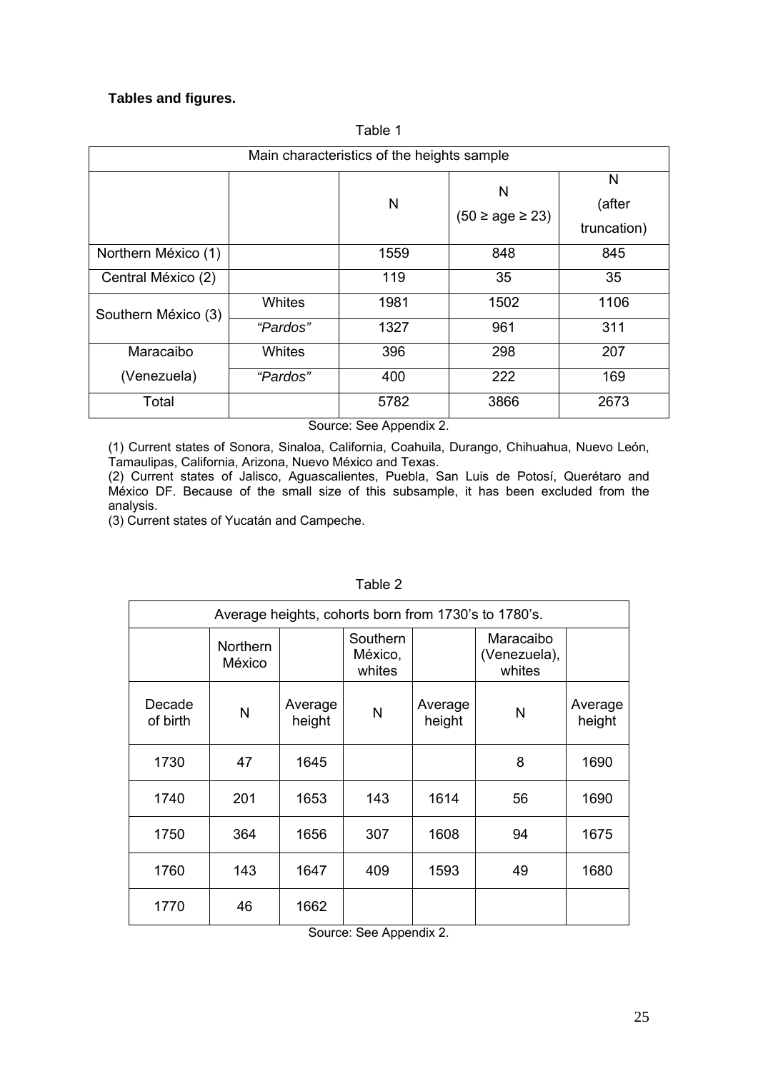**Tables and figures.**

Table 1

| Main characteristics of the heights sample | | | | |
|---|---|---|---|---|
| | | N | N (50 ≥ age ≥ 23) | N (after truncation) |
| Northern México (1) | | 1559 | 848 | 845 |
| Central México (2) | | 119 | 35 | 35 |
| Southern México (3) | Whites | 1981 | 1502 | 1106 |
| | *"Pardos"* | 1327 | 961 | 311 |
| Maracaibo (Venezuela) | Whites | 396 | 298 | 207 |
| | *"Pardos"* | 400 | 222 | 169 |
| Total | | 5782 | 3866 | 2673 |

Source: See Appendix 2.

(1) Current states of Sonora, Sinaloa, California, Coahuila, Durango, Chihuahua, Nuevo León, Tamaulipas, California, Arizona, Nuevo México and Texas.
(2) Current states of Jalisco, Aguascalientes, Puebla, San Luis de Potosí, Querétaro and México DF. Because of the small size of this subsample, it has been excluded from the analysis.
(3) Current states of Yucatán and Campeche.

Table 2

| Average heights, cohorts born from 1730's to 1780's. | | | | | | |
|---|---|---|---|---|---|---|
| | Northern México | | Southern México, whites | | Maracaibo (Venezuela), whites | |
| Decade of birth | N | Average height | N | Average height | N | Average height |
| 1730 | 47 | 1645 | | | 8 | 1690 |
| 1740 | 201 | 1653 | 143 | 1614 | 56 | 1690 |
| 1750 | 364 | 1656 | 307 | 1608 | 94 | 1675 |
| 1760 | 143 | 1647 | 409 | 1593 | 49 | 1680 |
| 1770 | 46 | 1662 | | | | |

Source: See Appendix 2.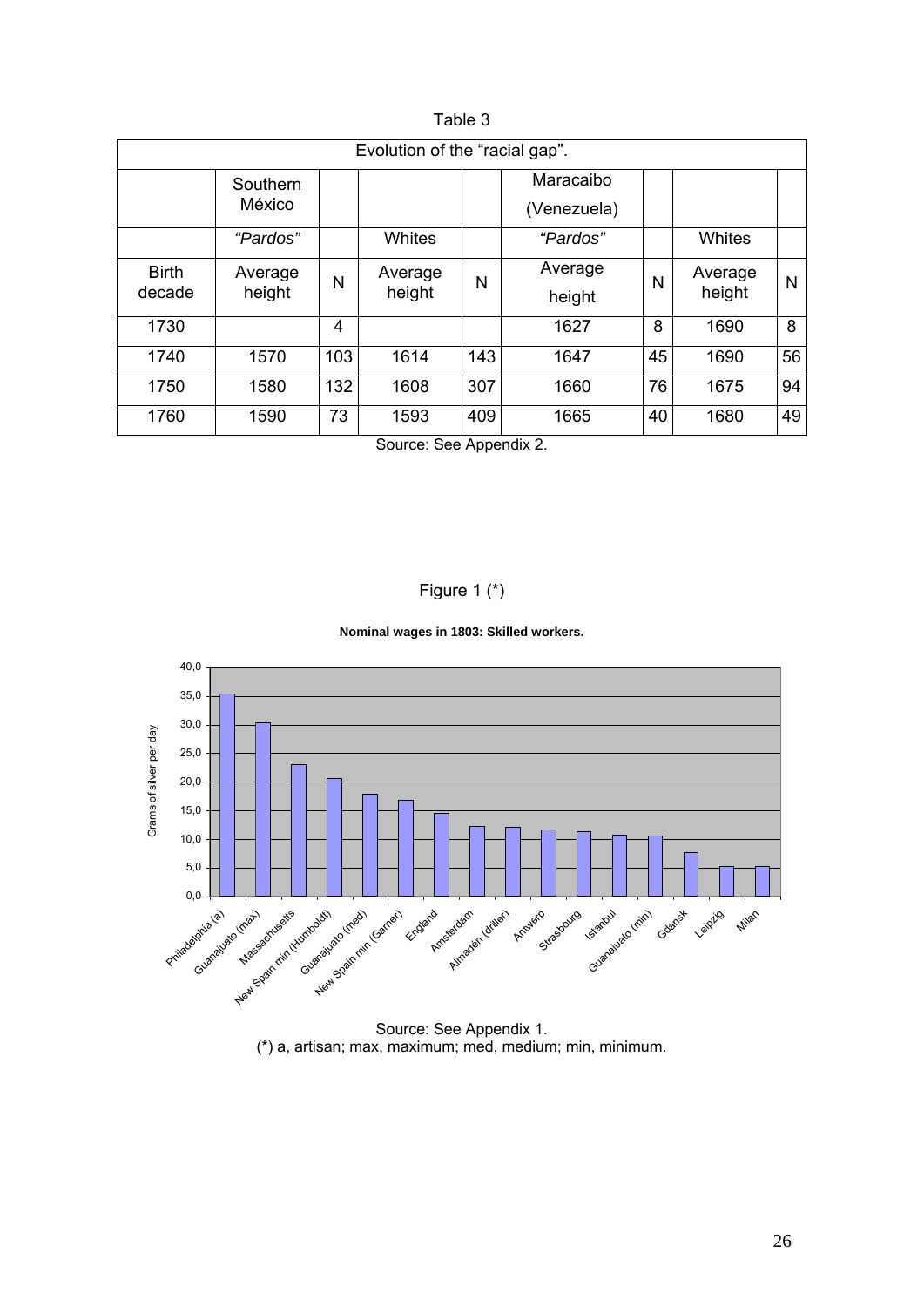Table 3

| Evolution of the "racial gap". | | | | | | | | |
|---|---|---|---|---|---|---|---|---|
| | Southern México | | | | Maracaibo (Venezuela) | | | |
| | *"Pardos"* | | Whites | | *"Pardos"* | | Whites | |
| Birth decade | Average height | N | Average height | N | Average height | N | Average height | N |
| 1730 | | 4 | | | 1627 | 8 | 1690 | 8 |
| 1740 | 1570 | 103 | 1614 | 143 | 1647 | 45 | 1690 | 56 |
| 1750 | 1580 | 132 | 1608 | 307 | 1660 | 76 | 1675 | 94 |
| 1760 | 1590 | 73 | 1593 | 409 | 1665 | 40 | 1680 | 49 |

Source: See Appendix 2.

Figure 1 (*)

**Nominal wages in 1803: Skilled workers.**

Source: See Appendix 1.
(*) a, artisan; max, maximum; med, medium; min, minimum.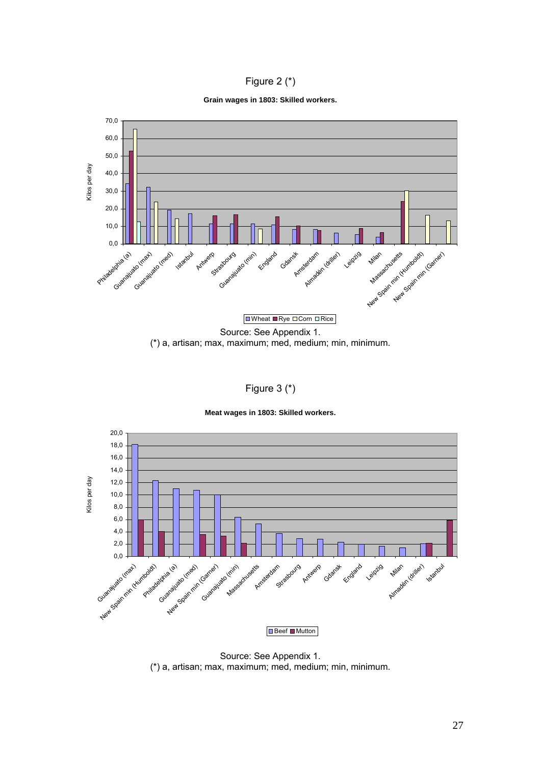Figure 2 (*)

**Grain wages in 1803: Skilled workers.**

Source: See Appendix 1.
(*) a, artisan; max, maximum; med, medium; min, minimum.

Figure 3 (*)

**Meat wages in 1803: Skilled workers.**

Source: See Appendix 1.
(*) a, artisan; max, maximum; med, medium; min, minimum.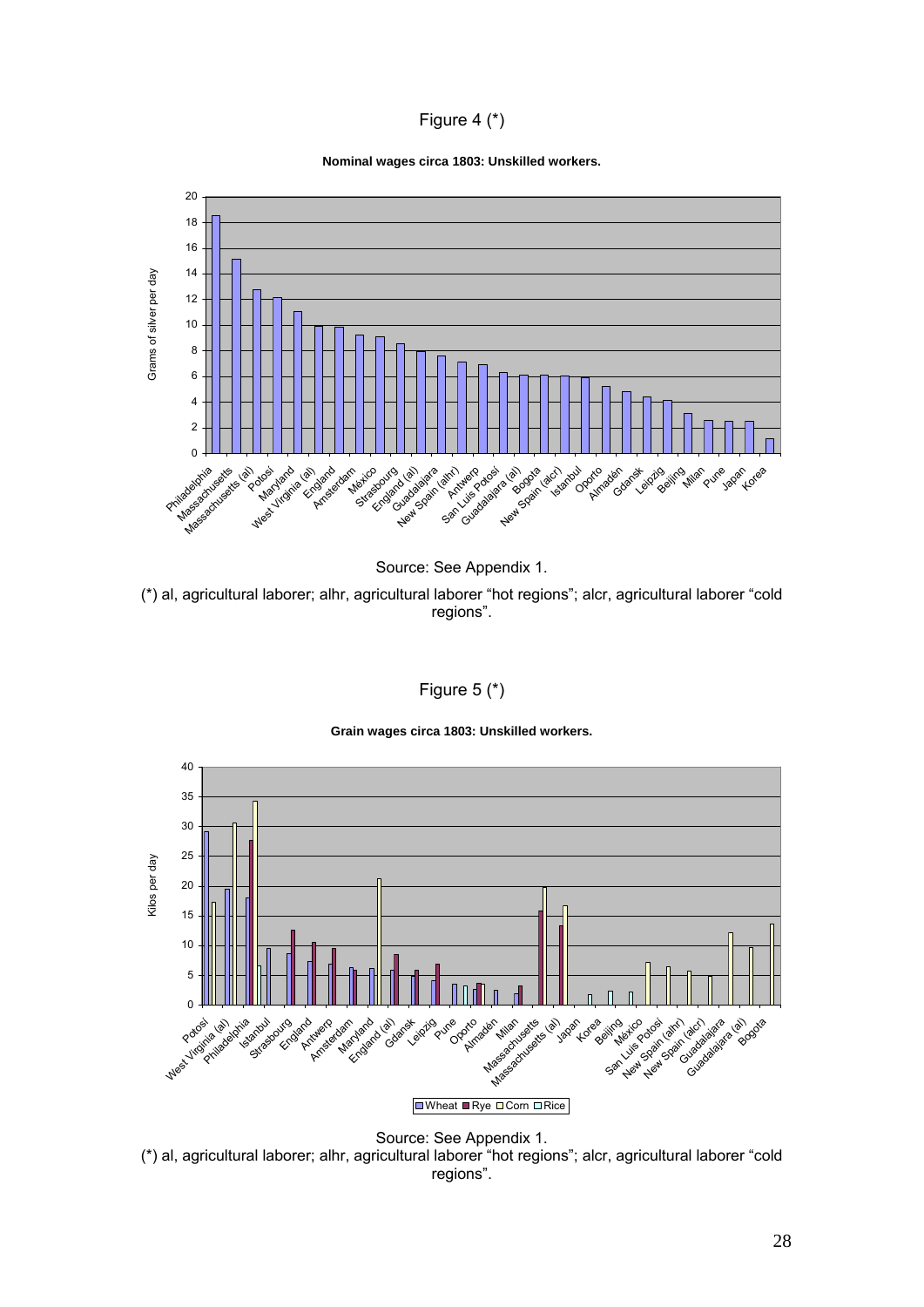Figure 4 (*)

**Nominal wages circa 1803: Unskilled workers.**

Source: See Appendix 1.

(*) al, agricultural laborer; alhr, agricultural laborer "hot regions"; alcr, agricultural laborer "cold regions".

Figure 5 (*)

**Grain wages circa 1803: Unskilled workers.**

Source: See Appendix 1.

(*) al, agricultural laborer; alhr, agricultural laborer "hot regions"; alcr, agricultural laborer "cold regions".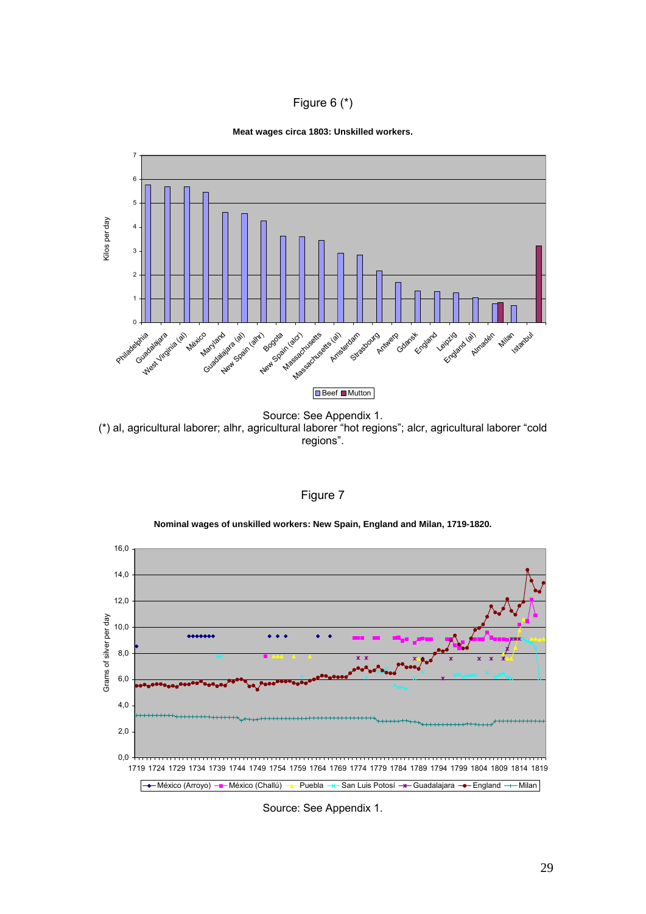Figure 6 (*)

**Meat wages circa 1803: Unskilled workers.**

Source: See Appendix 1.

(*) al, agricultural laborer; alhr, agricultural laborer "hot regions"; alcr, agricultural laborer "cold regions".

Figure 7

**Nominal wages of unskilled workers: New Spain, England and Milan, 1719-1820.**

Source: See Appendix 1.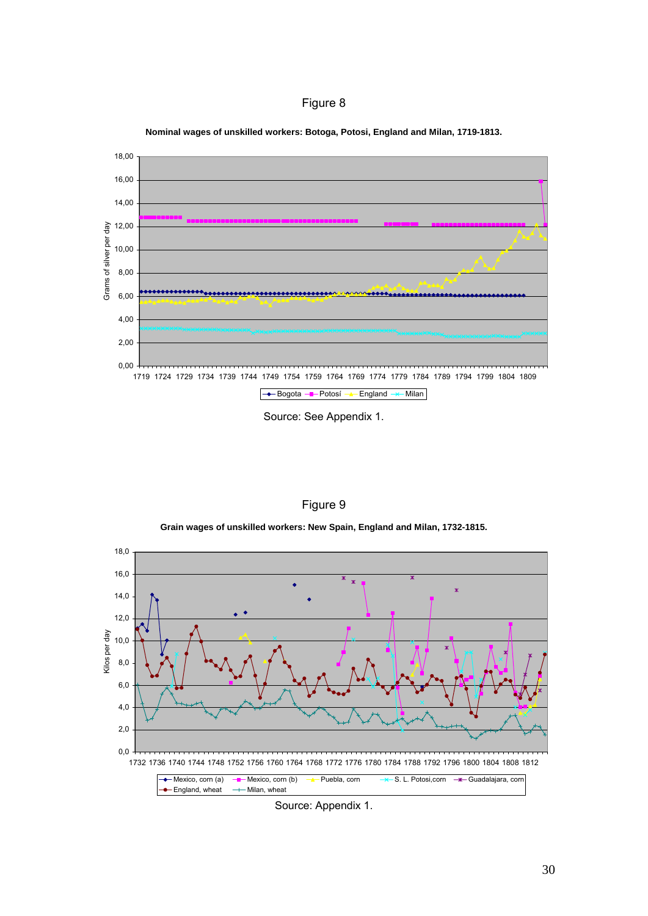Figure 8

**Nominal wages of unskilled workers: Botoga, Potosi, England and Milan, 1719-1813.**

Source: See Appendix 1.

Figure 9

**Grain wages of unskilled workers: New Spain, England and Milan, 1732-1815.**

Source: Appendix 1.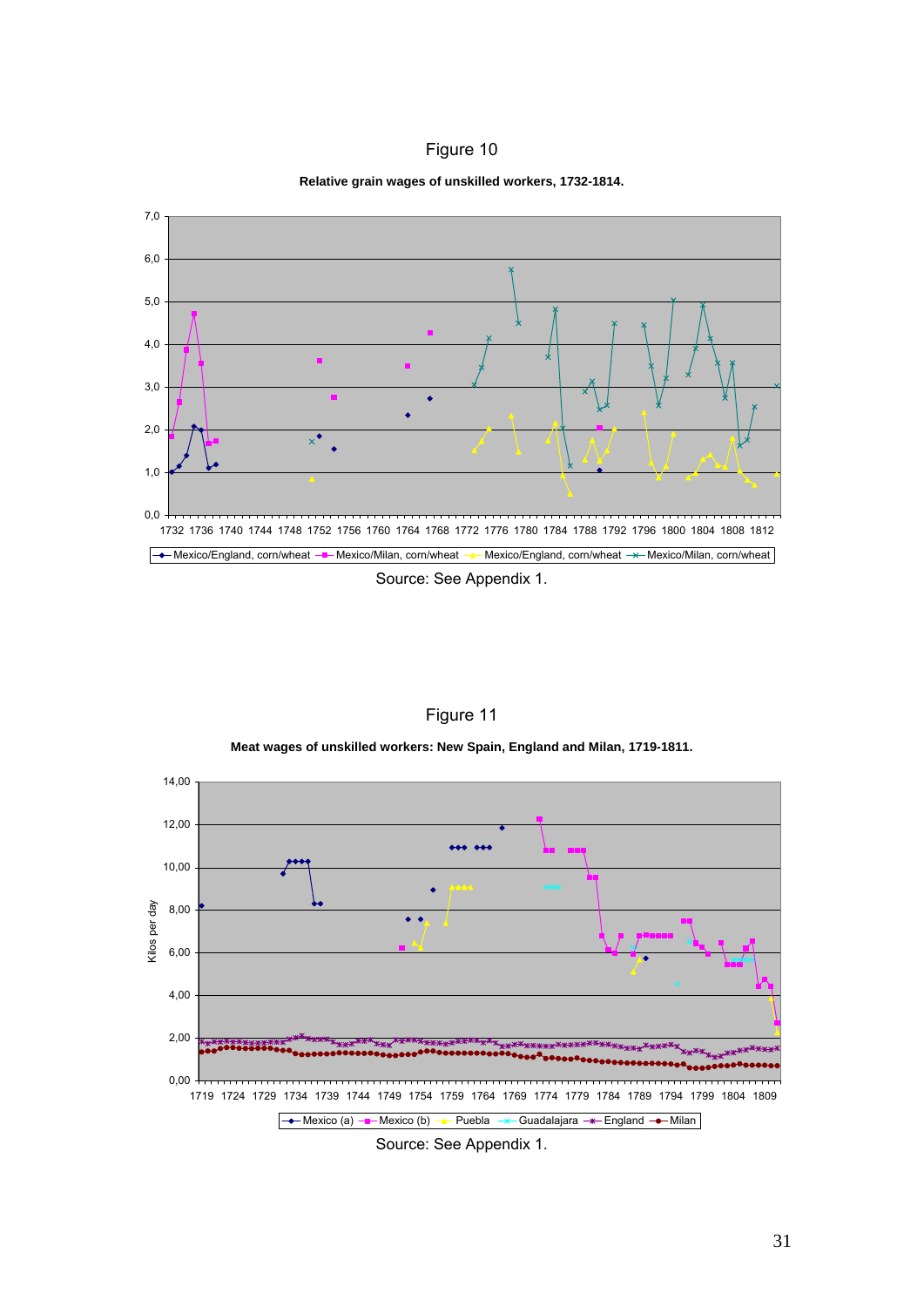Figure 10

**Relative grain wages of unskilled workers, 1732-1814.**

Source: See Appendix 1.

Figure 11

**Meat wages of unskilled workers: New Spain, England and Milan, 1719-1811.**

Source: See Appendix 1.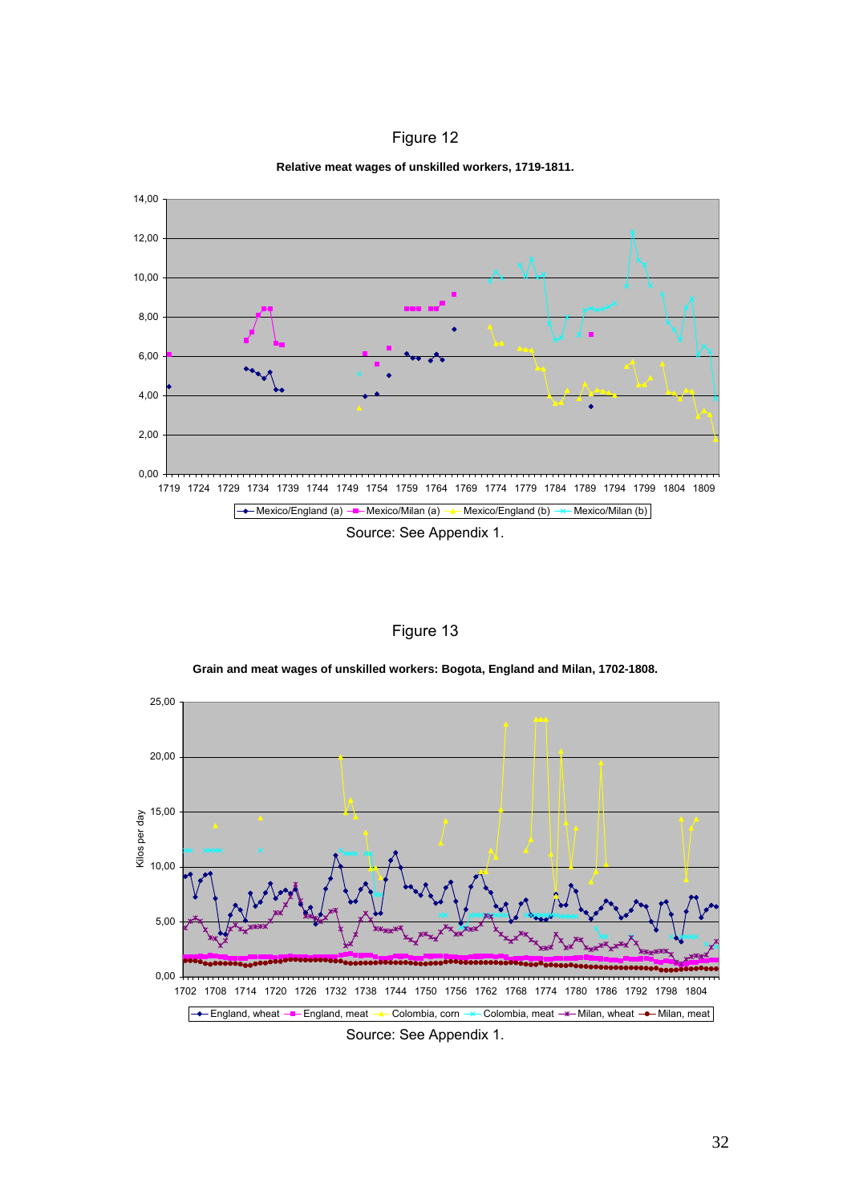Figure 12

**Relative meat wages of unskilled workers, 1719-1811.**

Source: See Appendix 1.

Figure 13

**Grain and meat wages of unskilled workers: Bogota, England and Milan, 1702-1808.**

Source: See Appendix 1.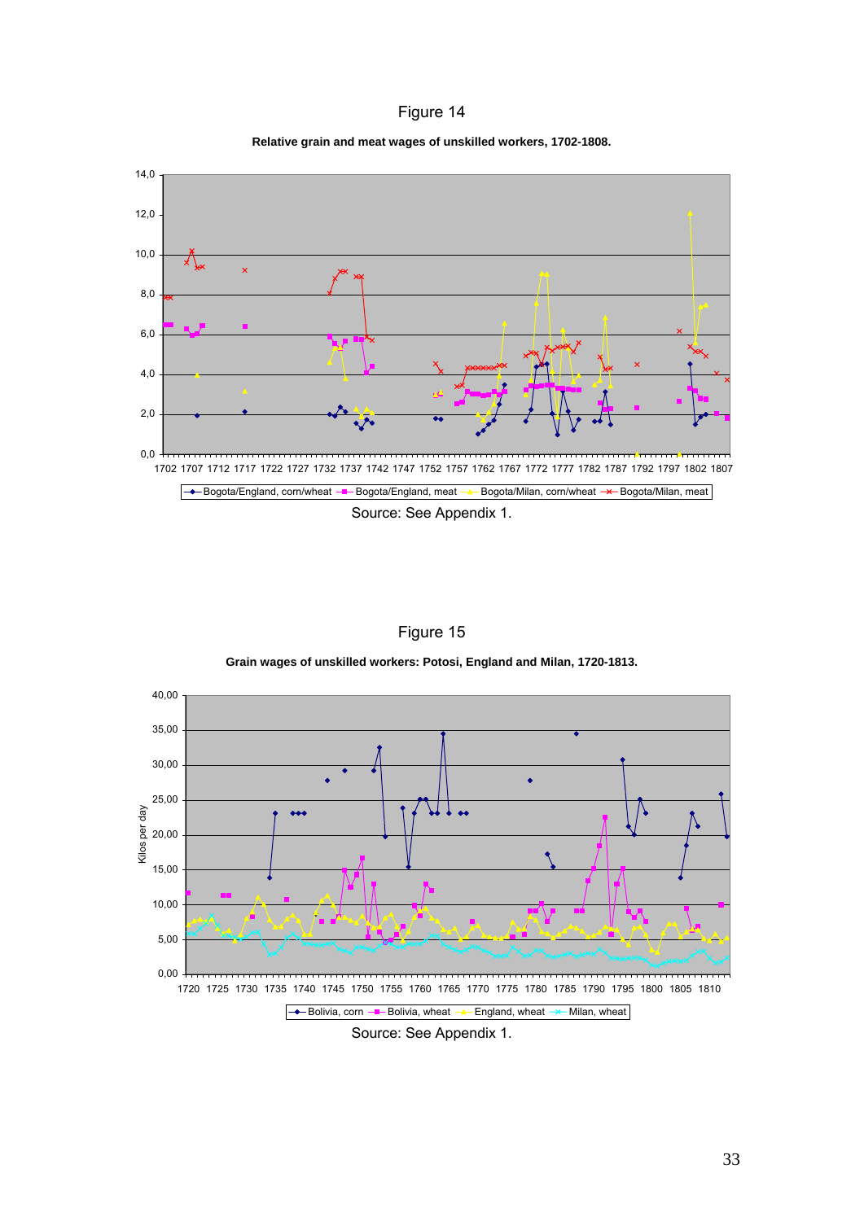Figure 14

**Relative grain and meat wages of unskilled workers, 1702-1808.**

Source: See Appendix 1.

Figure 15

**Grain wages of unskilled workers: Potosi, England and Milan, 1720-1813.**

Source: See Appendix 1.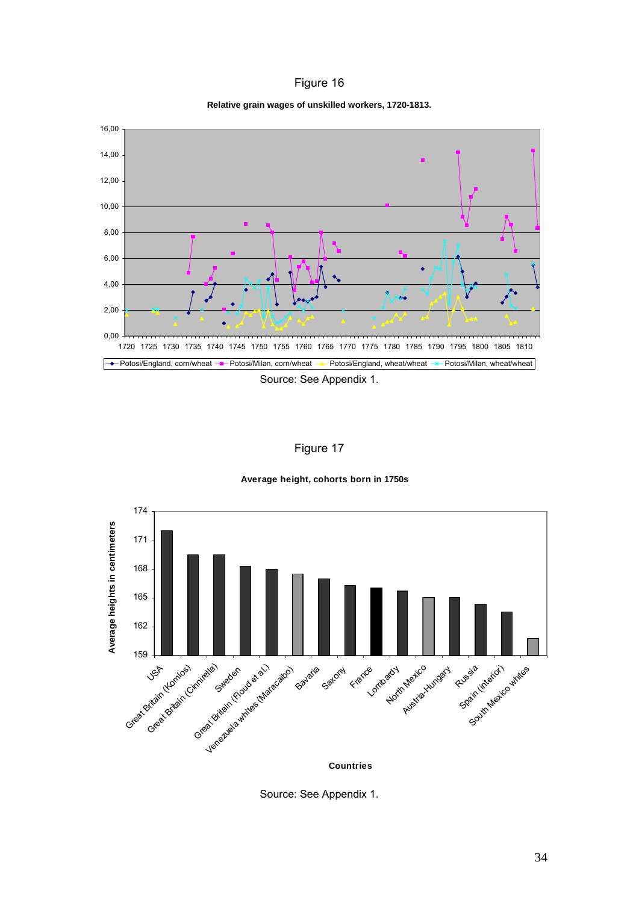Figure 16

**Relative grain wages of unskilled workers, 1720-1813.**

Source: See Appendix 1.

Figure 17

**Average height, cohorts born in 1750s**

Source: See Appendix 1.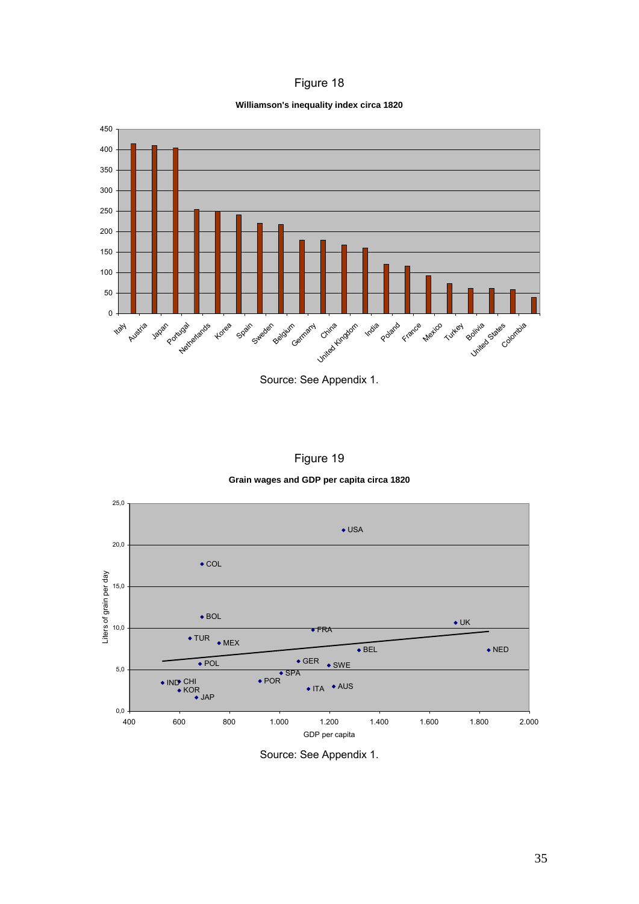Figure 18

**Williamson's inequality index circa 1820**

Source: See Appendix 1.

Figure 19

**Grain wages and GDP per capita circa 1820**

Source: See Appendix 1.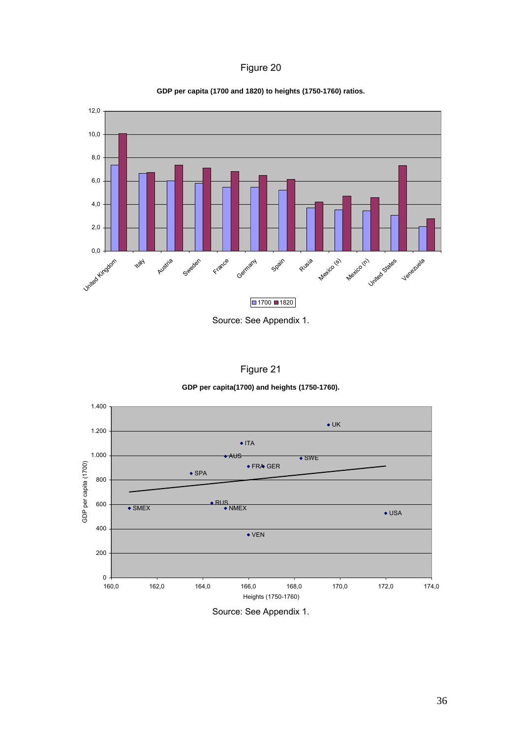Figure 20

**GDP per capita (1700 and 1820) to heights (1750-1760) ratios.**

Source: See Appendix 1.

Figure 21

**GDP per capita(1700) and heights (1750-1760).**

Source: See Appendix 1.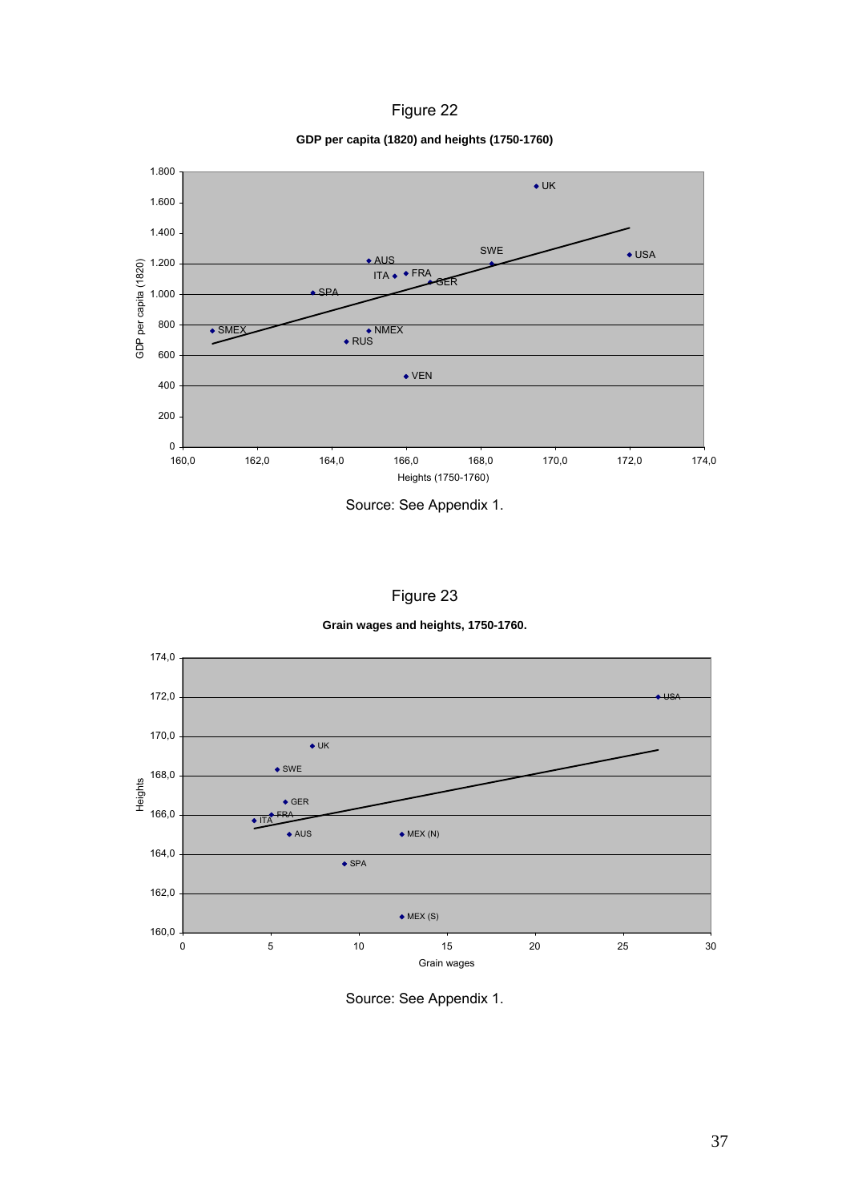Figure 22

**GDP per capita (1820) and heights (1750-1760)**

Source: See Appendix 1.

Figure 23

**Grain wages and heights, 1750-1760.**

Source: See Appendix 1.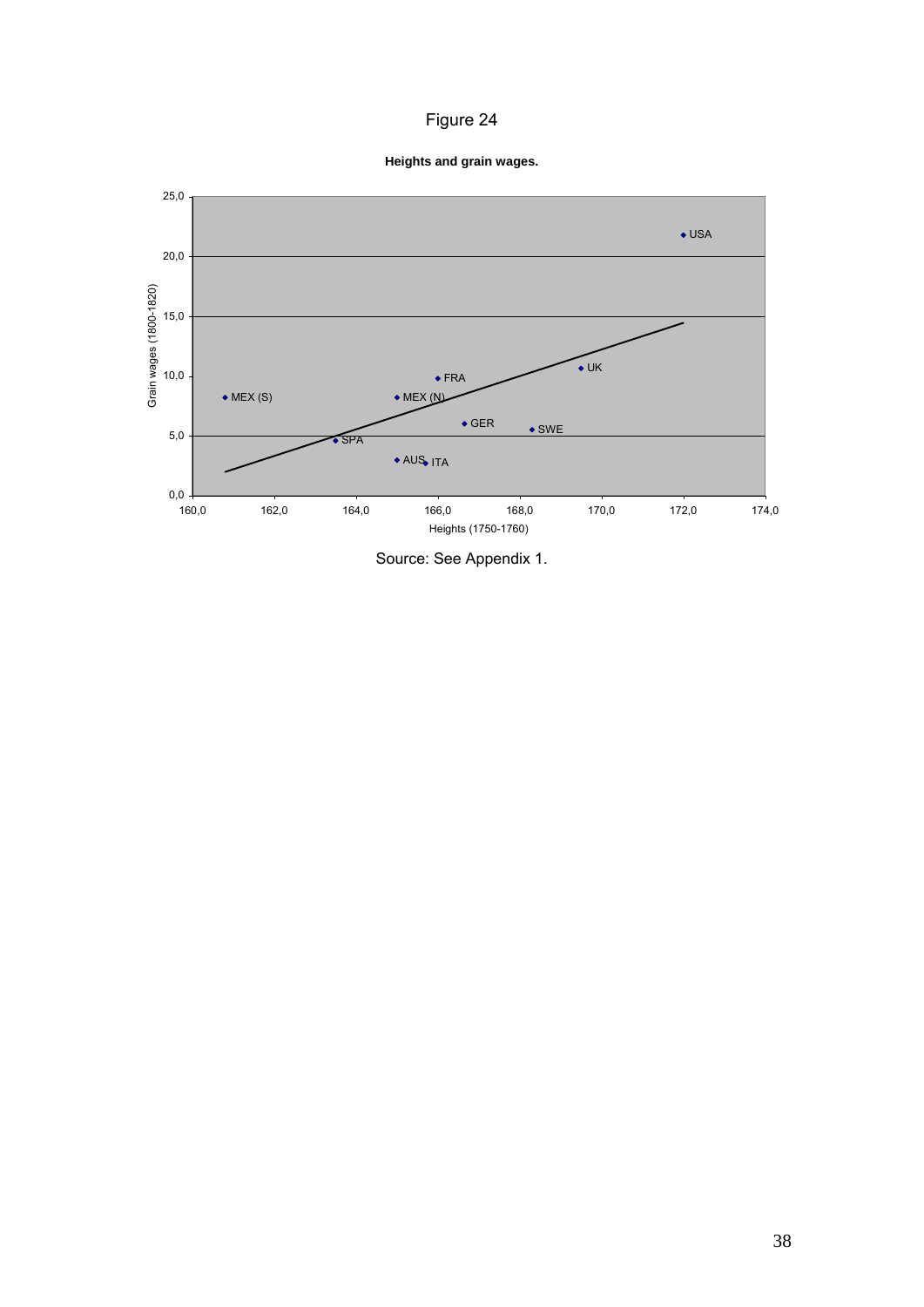Figure 24

**Heights and grain wages.**

Source: See Appendix 1.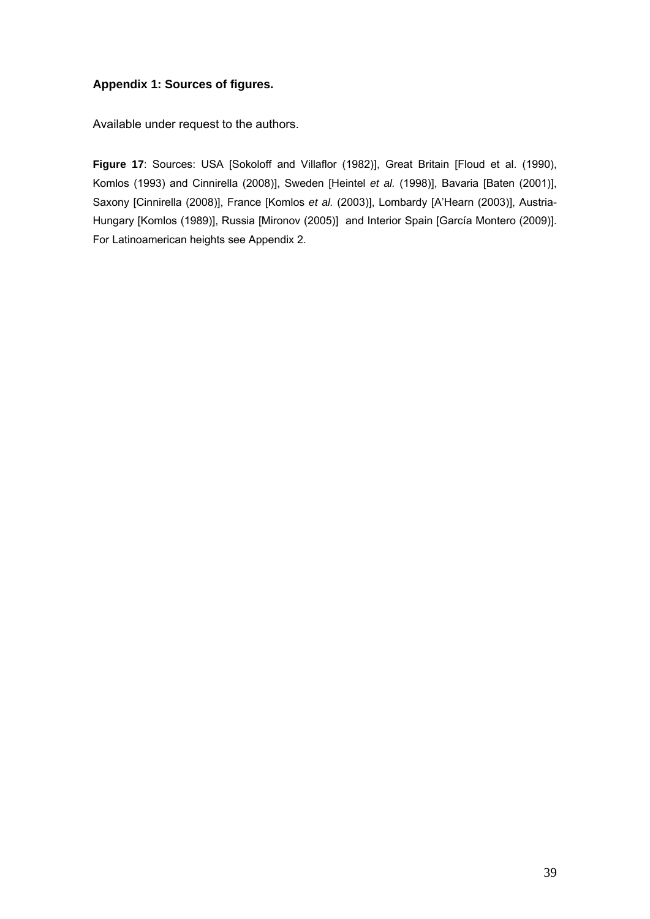## Appendix 1: Sources of figures.

Available under request to the authors.

**Figure 17**: Sources: USA [Sokoloff and Villaflor (1982)], Great Britain [Floud et al. (1990), Komlos (1993) and Cinnirella (2008)], Sweden [Heintel *et al.* (1998)], Bavaria [Baten (2001)], Saxony [Cinnirella (2008)], France [Komlos *et al.* (2003)], Lombardy [A'Hearn (2003)], Austria-Hungary [Komlos (1989)], Russia [Mironov (2005)] and Interior Spain [García Montero (2009)]. For Latinoamerican heights see Appendix 2.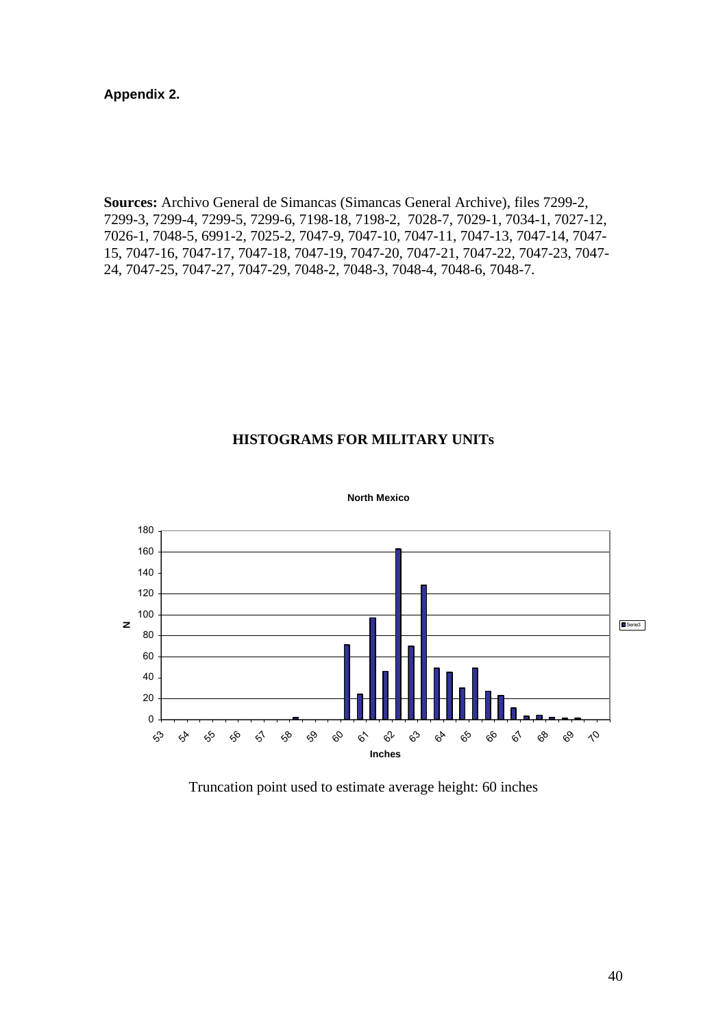**Appendix 2.**

**Sources:** Archivo General de Simancas (Simancas General Archive), files 7299-2, 7299-3, 7299-4, 7299-5, 7299-6, 7198-18, 7198-2, 7028-7, 7029-1, 7034-1, 7027-12, 7026-1, 7048-5, 6991-2, 7025-2, 7047-9, 7047-10, 7047-11, 7047-13, 7047-14, 7047-15, 7047-16, 7047-17, 7047-18, 7047-19, 7047-20, 7047-21, 7047-22, 7047-23, 7047-24, 7047-25, 7047-27, 7047-29, 7048-2, 7048-3, 7048-4, 7048-6, 7048-7.

## HISTOGRAMS FOR MILITARY UNITs

Truncation point used to estimate average height: 60 inches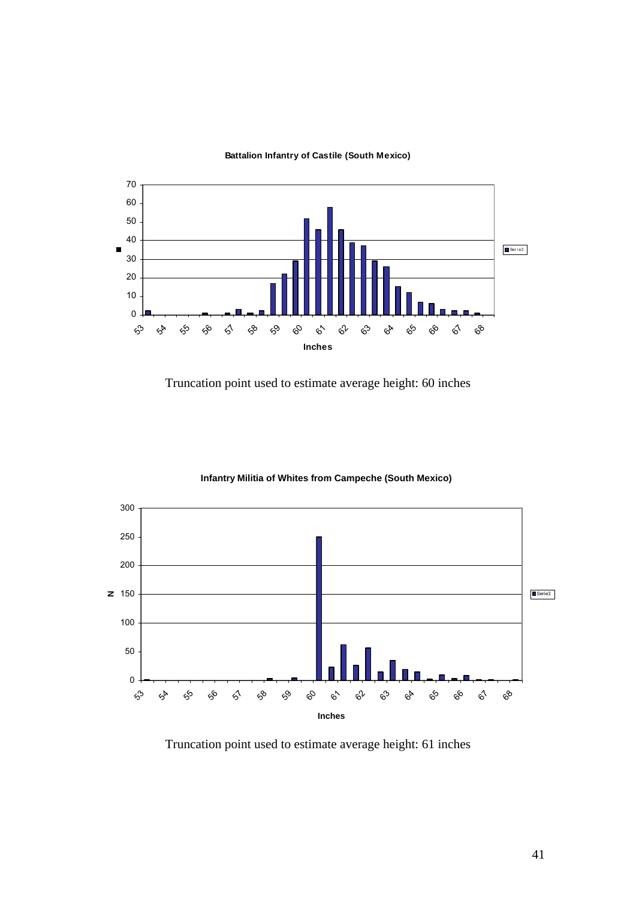**Battalion Infantry of Castile (South Mexico)**

Truncation point used to estimate average height: 60 inches

**Infantry Militia of Whites from Campeche (South Mexico)**

Truncation point used to estimate average height: 61 inches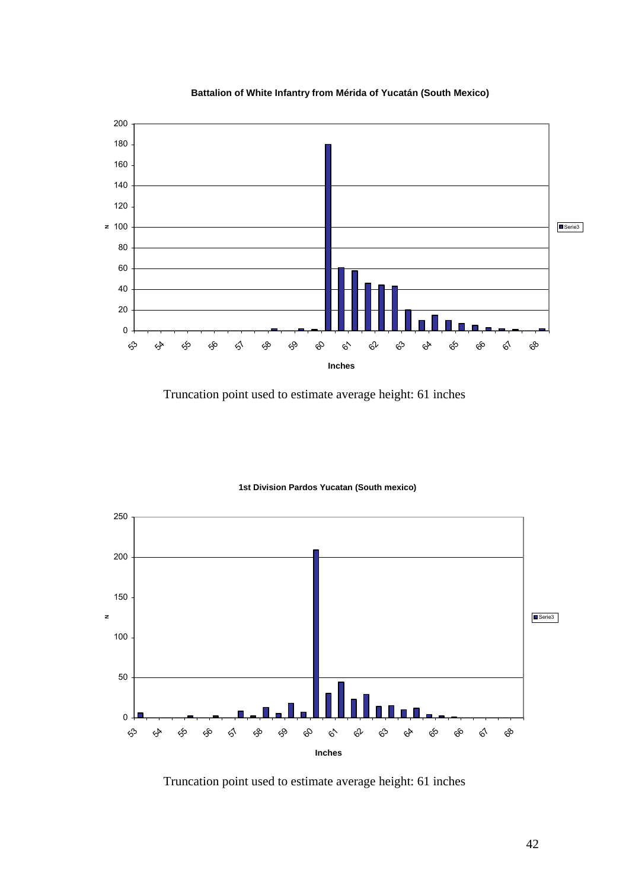**Battalion of White Infantry from Mérida of Yucatán (South Mexico)**

Truncation point used to estimate average height: 61 inches

**1st Division Pardos Yucatan (South mexico)**

Truncation point used to estimate average height: 61 inches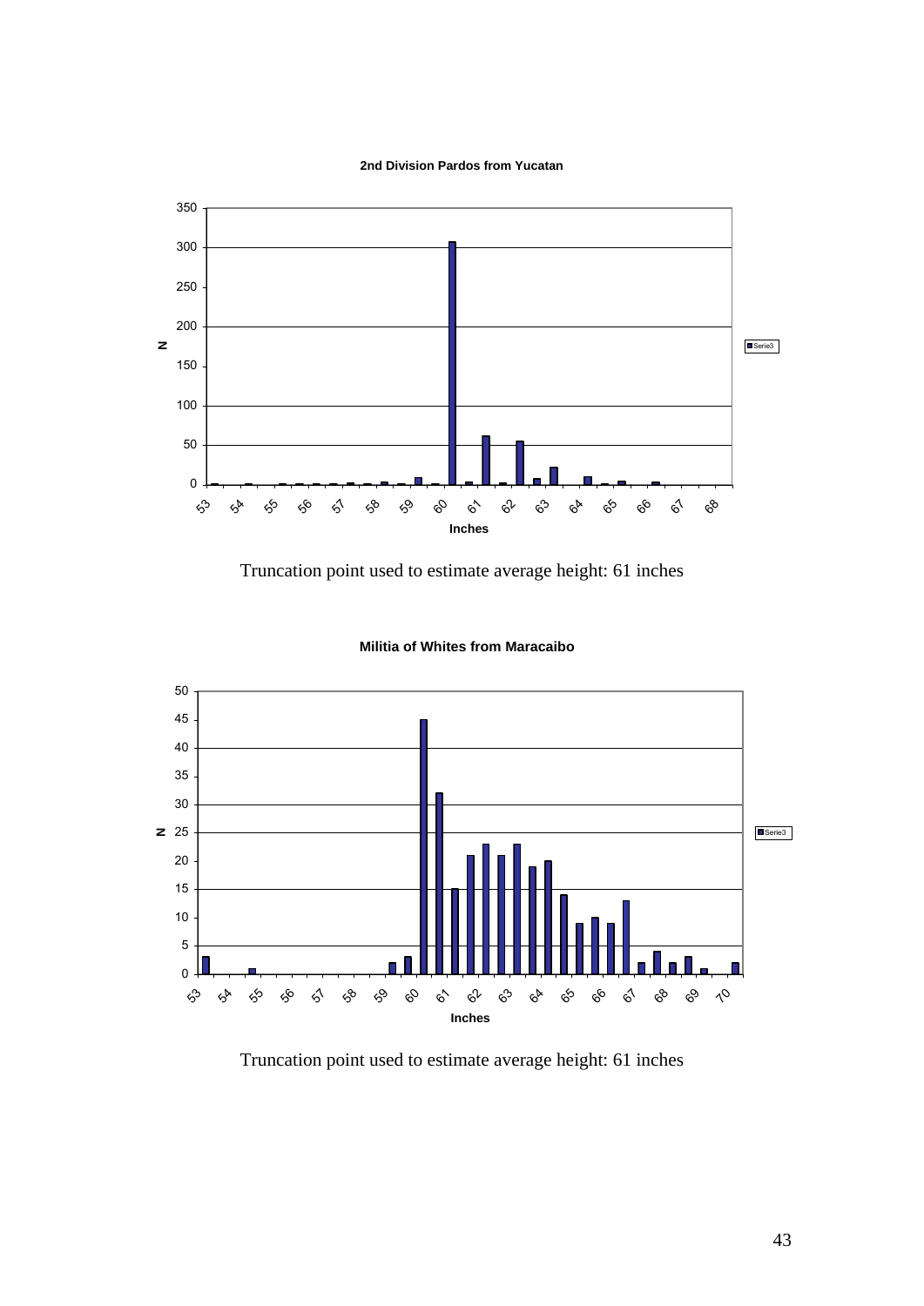**2nd Division Pardos from Yucatan**

Truncation point used to estimate average height: 61 inches

**Militia of Whites from Maracaibo**

Truncation point used to estimate average height: 61 inches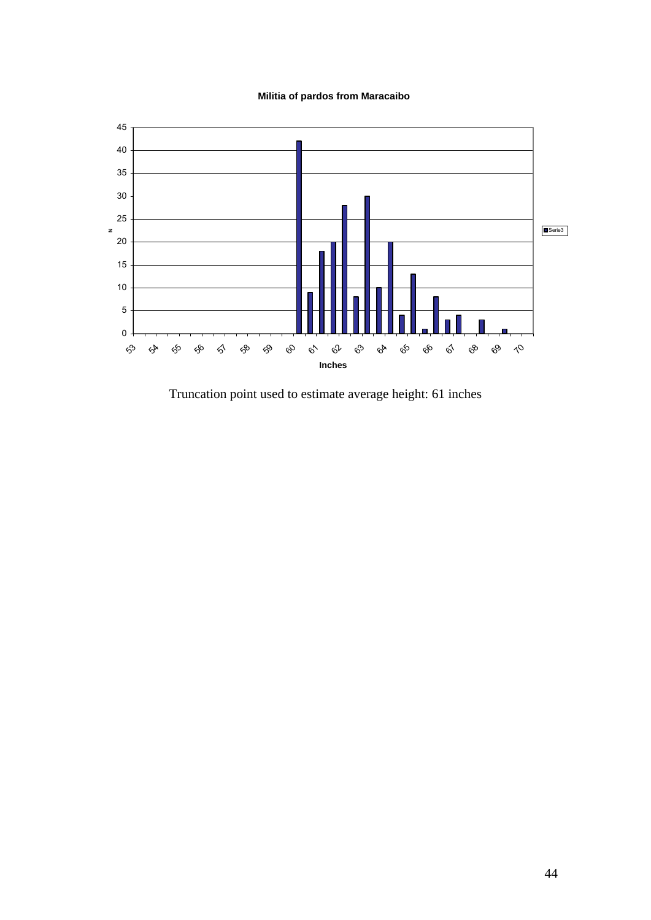**Militia of pardos from Maracaibo**

45
40
35
30
25
20
15
10
5
0

N

53 54 55 56 57 58 59 60 61 62 63 64 65 66 67 68 69 70

Inches

Serie3

Truncation point used to estimate average height: 61 inches